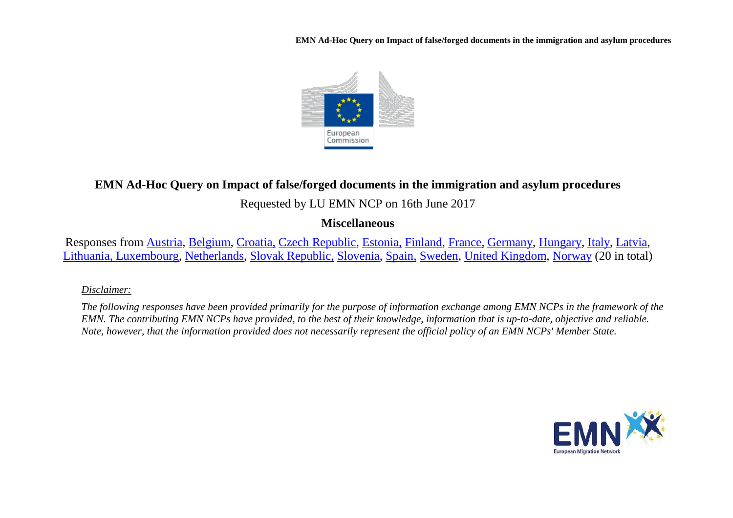# EMN Ad-Hoc Query on Impact of false/forged documents in the immigration and asylum procedures

Requested by LU EMN NCP on 16th June 2017

**Miscellaneous**

Responses from Austria, Belgium, Croatia, Czech Republic, Estonia, Finland, France, Germany, Hungary, Italy, Latvia, Lithuania, Luxembourg, Netherlands, Slovak Republic, Slovenia, Spain, Sweden, United Kingdom, Norway (20 in total)

*Disclaimer:*

*The following responses have been provided primarily for the purpose of information exchange among EMN NCPs in the framework of the EMN. The contributing EMN NCPs have provided, to the best of their knowledge, information that is up-to-date, objective and reliable. Note, however, that the information provided does not necessarily represent the official policy of an EMN NCPs' Member State.*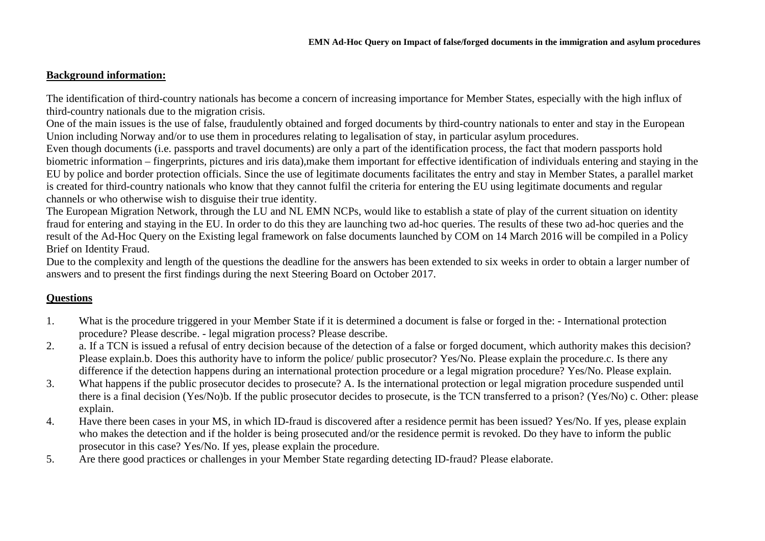## Background information:

The identification of third-country nationals has become a concern of increasing importance for Member States, especially with the high influx of third-country nationals due to the migration crisis.

One of the main issues is the use of false, fraudulently obtained and forged documents by third-country nationals to enter and stay in the European Union including Norway and/or to use them in procedures relating to legalisation of stay, in particular asylum procedures.

Even though documents (i.e. passports and travel documents) are only a part of the identification process, the fact that modern passports hold biometric information – fingerprints, pictures and iris data),make them important for effective identification of individuals entering and staying in the EU by police and border protection officials. Since the use of legitimate documents facilitates the entry and stay in Member States, a parallel market is created for third-country nationals who know that they cannot fulfil the criteria for entering the EU using legitimate documents and regular channels or who otherwise wish to disguise their true identity.

The European Migration Network, through the LU and NL EMN NCPs, would like to establish a state of play of the current situation on identity fraud for entering and staying in the EU. In order to do this they are launching two ad-hoc queries. The results of these two ad-hoc queries and the result of the Ad-Hoc Query on the Existing legal framework on false documents launched by COM on 14 March 2016 will be compiled in a Policy Brief on Identity Fraud.

Due to the complexity and length of the questions the deadline for the answers has been extended to six weeks in order to obtain a larger number of answers and to present the first findings during the next Steering Board on October 2017.

## Questions

1. What is the procedure triggered in your Member State if it is determined a document is false or forged in the: - International protection procedure? Please describe. - legal migration process? Please describe.
2. a. If a TCN is issued a refusal of entry decision because of the detection of a false or forged document, which authority makes this decision? Please explain.b. Does this authority have to inform the police/ public prosecutor? Yes/No. Please explain the procedure.c. Is there any difference if the detection happens during an international protection procedure or a legal migration procedure? Yes/No. Please explain.
3. What happens if the public prosecutor decides to prosecute? A. Is the international protection or legal migration procedure suspended until there is a final decision (Yes/No)b. If the public prosecutor decides to prosecute, is the TCN transferred to a prison? (Yes/No) c. Other: please explain.
4. Have there been cases in your MS, in which ID-fraud is discovered after a residence permit has been issued? Yes/No. If yes, please explain who makes the detection and if the holder is being prosecuted and/or the residence permit is revoked. Do they have to inform the public prosecutor in this case? Yes/No. If yes, please explain the procedure.
5. Are there good practices or challenges in your Member State regarding detecting ID-fraud? Please elaborate.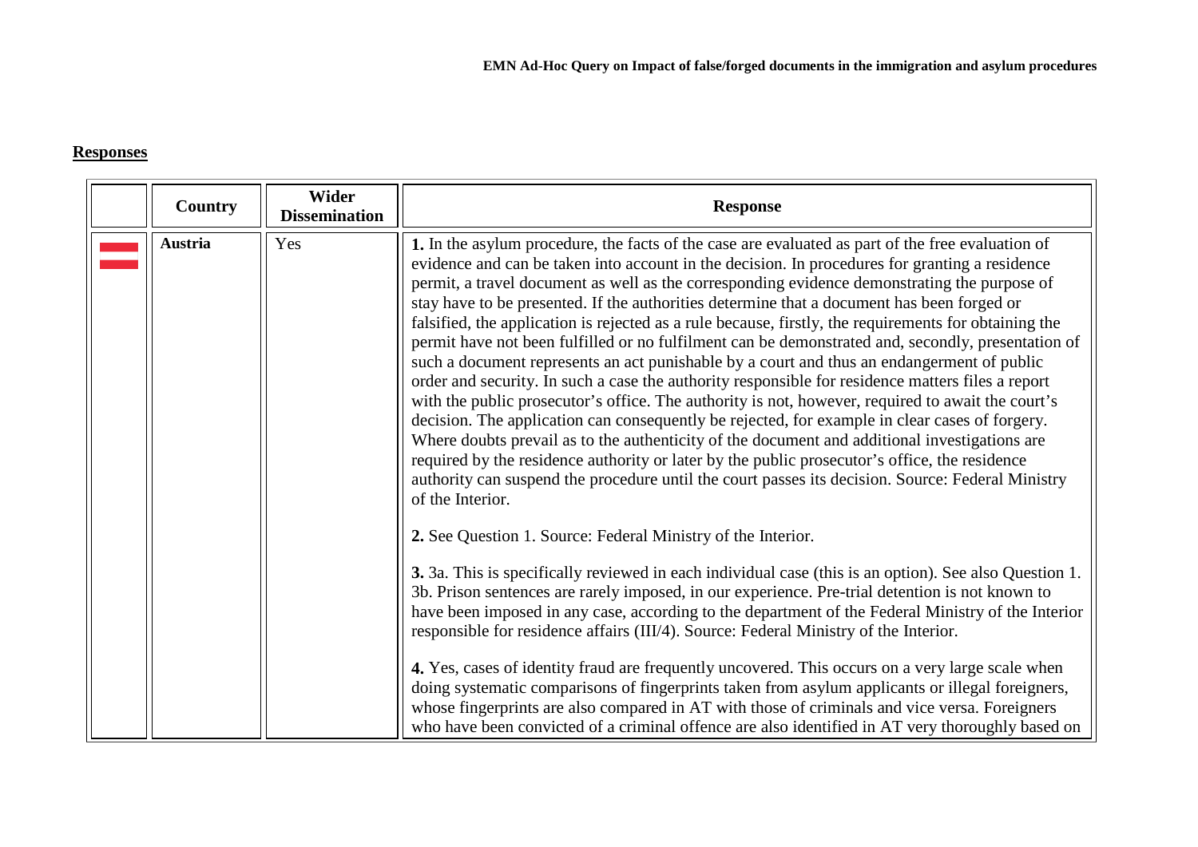## Responses

| | Country | Wider Dissemination | Response |
|---|---|---|---|
| | **Austria** | Yes | **1.** In the asylum procedure, the facts of the case are evaluated as part of the free evaluation of evidence and can be taken into account in the decision. In procedures for granting a residence permit, a travel document as well as the corresponding evidence demonstrating the purpose of stay have to be presented. If the authorities determine that a document has been forged or falsified, the application is rejected as a rule because, firstly, the requirements for obtaining the permit have not been fulfilled or no fulfilment can be demonstrated and, secondly, presentation of such a document represents an act punishable by a court and thus an endangerment of public order and security. In such a case the authority responsible for residence matters files a report with the public prosecutor's office. The authority is not, however, required to await the court's decision. The application can consequently be rejected, for example in clear cases of forgery. Where doubts prevail as to the authenticity of the document and additional investigations are required by the residence authority or later by the public prosecutor's office, the residence authority can suspend the procedure until the court passes its decision. Source: Federal Ministry of the Interior.<br><br>**2.** See Question 1. Source: Federal Ministry of the Interior.<br><br>**3.** 3a. This is specifically reviewed in each individual case (this is an option). See also Question 1. 3b. Prison sentences are rarely imposed, in our experience. Pre-trial detention is not known to have been imposed in any case, according to the department of the Federal Ministry of the Interior responsible for residence affairs (III/4). Source: Federal Ministry of the Interior.<br><br>**4.** Yes, cases of identity fraud are frequently uncovered. This occurs on a very large scale when doing systematic comparisons of fingerprints taken from asylum applicants or illegal foreigners, whose fingerprints are also compared in AT with those of criminals and vice versa. Foreigners who have been convicted of a criminal offence are also identified in AT very thoroughly based on |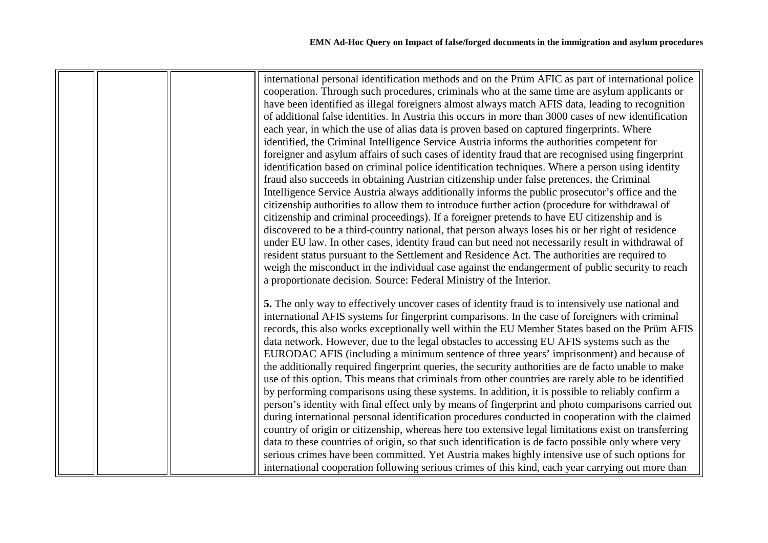| | | | |
|---|---|---|---|
| | | | international personal identification methods and on the Prüm AFIC as part of international police cooperation. Through such procedures, criminals who at the same time are asylum applicants or have been identified as illegal foreigners almost always match AFIS data, leading to recognition of additional false identities. In Austria this occurs in more than 3000 cases of new identification each year, in which the use of alias data is proven based on captured fingerprints. Where identified, the Criminal Intelligence Service Austria informs the authorities competent for foreigner and asylum affairs of such cases of identity fraud that are recognised using fingerprint identification based on criminal police identification techniques. Where a person using identity fraud also succeeds in obtaining Austrian citizenship under false pretences, the Criminal Intelligence Service Austria always additionally informs the public prosecutor's office and the citizenship authorities to allow them to introduce further action (procedure for withdrawal of citizenship and criminal proceedings). If a foreigner pretends to have EU citizenship and is discovered to be a third-country national, that person always loses his or her right of residence under EU law. In other cases, identity fraud can but need not necessarily result in withdrawal of resident status pursuant to the Settlement and Residence Act. The authorities are required to weigh the misconduct in the individual case against the endangerment of public security to reach a proportionate decision. Source: Federal Ministry of the Interior. <br><br> **5.** The only way to effectively uncover cases of identity fraud is to intensively use national and international AFIS systems for fingerprint comparisons. In the case of foreigners with criminal records, this also works exceptionally well within the EU Member States based on the Prüm AFIS data network. However, due to the legal obstacles to accessing EU AFIS systems such as the EURODAC AFIS (including a minimum sentence of three years' imprisonment) and because of the additionally required fingerprint queries, the security authorities are de facto unable to make use of this option. This means that criminals from other countries are rarely able to be identified by performing comparisons using these systems. In addition, it is possible to reliably confirm a person's identity with final effect only by means of fingerprint and photo comparisons carried out during international personal identification procedures conducted in cooperation with the claimed country of origin or citizenship, whereas here too extensive legal limitations exist on transferring data to these countries of origin, so that such identification is de facto possible only where very serious crimes have been committed. Yet Austria makes highly intensive use of such options for international cooperation following serious crimes of this kind, each year carrying out more than |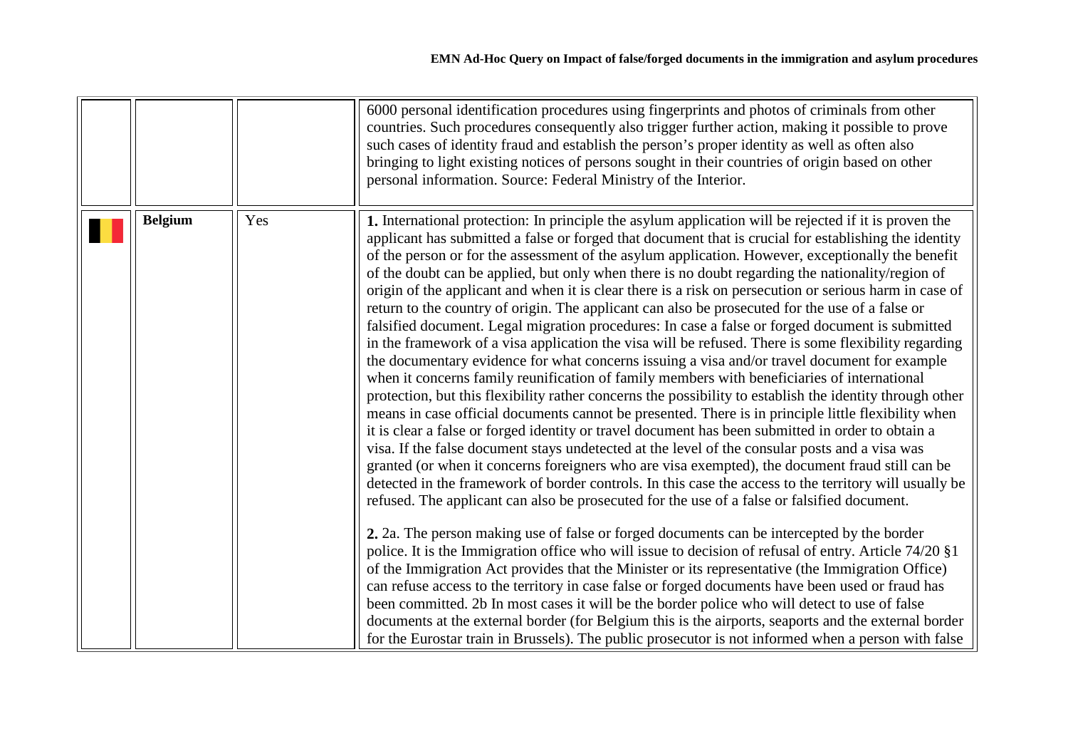| | | | |
|---|---|---|---|
| | | | 6000 personal identification procedures using fingerprints and photos of criminals from other countries. Such procedures consequently also trigger further action, making it possible to prove such cases of identity fraud and establish the person's proper identity as well as often also bringing to light existing notices of persons sought in their countries of origin based on other personal information. Source: Federal Ministry of the Interior. |
| | **Belgium** | Yes | **1.** International protection: In principle the asylum application will be rejected if it is proven the applicant has submitted a false or forged that document that is crucial for establishing the identity of the person or for the assessment of the asylum application. However, exceptionally the benefit of the doubt can be applied, but only when there is no doubt regarding the nationality/region of origin of the applicant and when it is clear there is a risk on persecution or serious harm in case of return to the country of origin. The applicant can also be prosecuted for the use of a false or falsified document. Legal migration procedures: In case a false or forged document is submitted in the framework of a visa application the visa will be refused. There is some flexibility regarding the documentary evidence for what concerns issuing a visa and/or travel document for example when it concerns family reunification of family members with beneficiaries of international protection, but this flexibility rather concerns the possibility to establish the identity through other means in case official documents cannot be presented. There is in principle little flexibility when it is clear a false or forged identity or travel document has been submitted in order to obtain a visa. If the false document stays undetected at the level of the consular posts and a visa was granted (or when it concerns foreigners who are visa exempted), the document fraud still can be detected in the framework of border controls. In this case the access to the territory will usually be refused. The applicant can also be prosecuted for the use of a false or falsified document.<br><br>**2.** 2a. The person making use of false or forged documents can be intercepted by the border police. It is the Immigration office who will issue to decision of refusal of entry. Article 74/20 §1 of the Immigration Act provides that the Minister or its representative (the Immigration Office) can refuse access to the territory in case false or forged documents have been used or fraud has been committed. 2b In most cases it will be the border police who will detect to use of false documents at the external border (for Belgium this is the airports, seaports and the external border for the Eurostar train in Brussels). The public prosecutor is not informed when a person with false |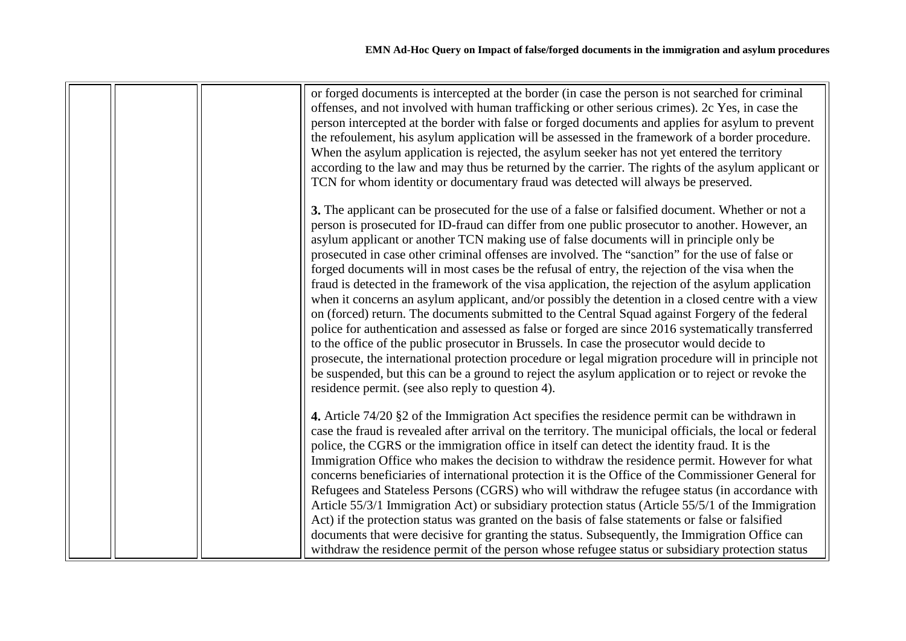| | | | or forged documents is intercepted at the border (in case the person is not searched for criminal offenses, and not involved with human trafficking or other serious crimes). 2c Yes, in case the person intercepted at the border with false or forged documents and applies for asylum to prevent the refoulement, his asylum application will be assessed in the framework of a border procedure. When the asylum application is rejected, the asylum seeker has not yet entered the territory according to the law and may thus be returned by the carrier. The rights of the asylum applicant or TCN for whom identity or documentary fraud was detected will always be preserved.<br><br>**3.** The applicant can be prosecuted for the use of a false or falsified document. Whether or not a person is prosecuted for ID-fraud can differ from one public prosecutor to another. However, an asylum applicant or another TCN making use of false documents will in principle only be prosecuted in case other criminal offenses are involved. The "sanction" for the use of false or forged documents will in most cases be the refusal of entry, the rejection of the visa when the fraud is detected in the framework of the visa application, the rejection of the asylum application when it concerns an asylum applicant, and/or possibly the detention in a closed centre with a view on (forced) return. The documents submitted to the Central Squad against Forgery of the federal police for authentication and assessed as false or forged are since 2016 systematically transferred to the office of the public prosecutor in Brussels. In case the prosecutor would decide to prosecute, the international protection procedure or legal migration procedure will in principle not be suspended, but this can be a ground to reject the asylum application or to reject or revoke the residence permit. (see also reply to question 4).<br><br>**4.** Article 74/20 §2 of the Immigration Act specifies the residence permit can be withdrawn in case the fraud is revealed after arrival on the territory. The municipal officials, the local or federal police, the CGRS or the immigration office in itself can detect the identity fraud. It is the Immigration Office who makes the decision to withdraw the residence permit. However for what concerns beneficiaries of international protection it is the Office of the Commissioner General for Refugees and Stateless Persons (CGRS) who will withdraw the refugee status (in accordance with Article 55/3/1 Immigration Act) or subsidiary protection status (Article 55/5/1 of the Immigration Act) if the protection status was granted on the basis of false statements or false or falsified documents that were decisive for granting the status. Subsequently, the Immigration Office can withdraw the residence permit of the person whose refugee status or subsidiary protection status |
|---|---|---|---|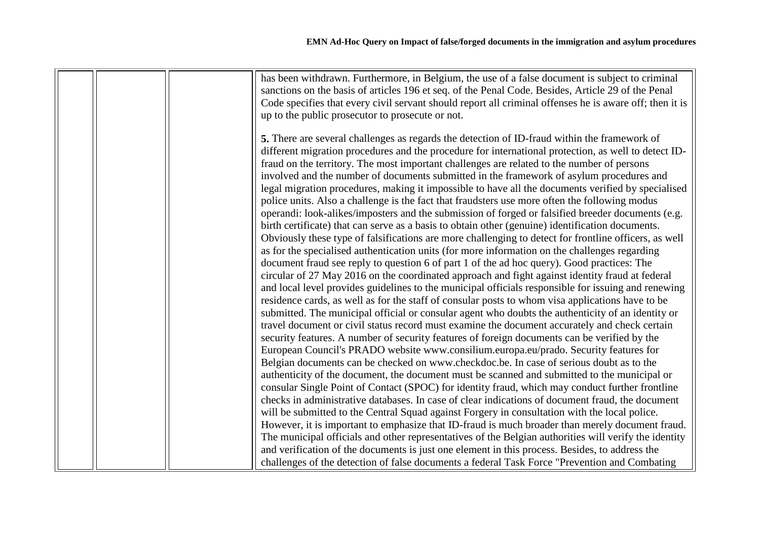|  |  |  | has been withdrawn. Furthermore, in Belgium, the use of a false document is subject to criminal sanctions on the basis of articles 196 et seq. of the Penal Code. Besides, Article 29 of the Penal Code specifies that every civil servant should report all criminal offenses he is aware off; then it is up to the public prosecutor to prosecute or not.<br><br>**5.** There are several challenges as regards the detection of ID-fraud within the framework of different migration procedures and the procedure for international protection, as well to detect ID-fraud on the territory. The most important challenges are related to the number of persons involved and the number of documents submitted in the framework of asylum procedures and legal migration procedures, making it impossible to have all the documents verified by specialised police units. Also a challenge is the fact that fraudsters use more often the following modus operandi: look-alikes/imposters and the submission of forged or falsified breeder documents (e.g. birth certificate) that can serve as a basis to obtain other (genuine) identification documents. Obviously these type of falsifications are more challenging to detect for frontline officers, as well as for the specialised authentication units (for more information on the challenges regarding document fraud see reply to question 6 of part 1 of the ad hoc query). Good practices: The circular of 27 May 2016 on the coordinated approach and fight against identity fraud at federal and local level provides guidelines to the municipal officials responsible for issuing and renewing residence cards, as well as for the staff of consular posts to whom visa applications have to be submitted. The municipal official or consular agent who doubts the authenticity of an identity or travel document or civil status record must examine the document accurately and check certain security features. A number of security features of foreign documents can be verified by the European Council's PRADO website www.consilium.europa.eu/prado. Security features for Belgian documents can be checked on www.checkdoc.be. In case of serious doubt as to the authenticity of the document, the document must be scanned and submitted to the municipal or consular Single Point of Contact (SPOC) for identity fraud, which may conduct further frontline checks in administrative databases. In case of clear indications of document fraud, the document will be submitted to the Central Squad against Forgery in consultation with the local police. However, it is important to emphasize that ID-fraud is much broader than merely document fraud. The municipal officials and other representatives of the Belgian authorities will verify the identity and verification of the documents is just one element in this process. Besides, to address the challenges of the detection of false documents a federal Task Force "Prevention and Combating |
|---|---|---|---|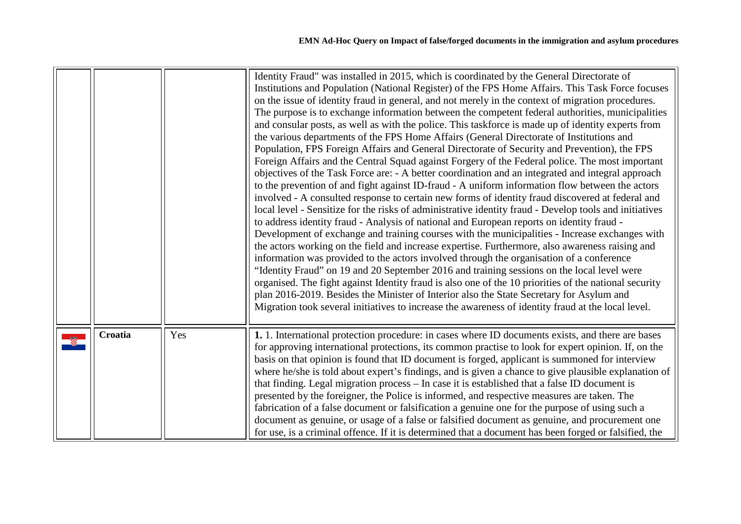| | | | |
|---|---|---|---|
| | | | Identity Fraud" was installed in 2015, which is coordinated by the General Directorate of Institutions and Population (National Register) of the FPS Home Affairs. This Task Force focuses on the issue of identity fraud in general, and not merely in the context of migration procedures. The purpose is to exchange information between the competent federal authorities, municipalities and consular posts, as well as with the police. This taskforce is made up of identity experts from the various departments of the FPS Home Affairs (General Directorate of Institutions and Population, FPS Foreign Affairs and General Directorate of Security and Prevention), the FPS Foreign Affairs and the Central Squad against Forgery of the Federal police. The most important objectives of the Task Force are: - A better coordination and an integrated and integral approach to the prevention of and fight against ID-fraud - A uniform information flow between the actors involved - A consulted response to certain new forms of identity fraud discovered at federal and local level - Sensitize for the risks of administrative identity fraud - Develop tools and initiatives to address identity fraud - Analysis of national and European reports on identity fraud - Development of exchange and training courses with the municipalities - Increase exchanges with the actors working on the field and increase expertise. Furthermore, also awareness raising and information was provided to the actors involved through the organisation of a conference "Identity Fraud" on 19 and 20 September 2016 and training sessions on the local level were organised. The fight against Identity fraud is also one of the 10 priorities of the national security plan 2016-2019. Besides the Minister of Interior also the State Secretary for Asylum and Migration took several initiatives to increase the awareness of identity fraud at the local level. |
| | **Croatia** | Yes | **1.** 1. International protection procedure: in cases where ID documents exists, and there are bases for approving international protections, its common practise to look for expert opinion. If, on the basis on that opinion is found that ID document is forged, applicant is summoned for interview where he/she is told about expert's findings, and is given a chance to give plausible explanation of that finding. Legal migration process – In case it is established that a false ID document is presented by the foreigner, the Police is informed, and respective measures are taken. The fabrication of a false document or falsification a genuine one for the purpose of using such a document as genuine, or usage of a false or falsified document as genuine, and procurement one for use, is a criminal offence. If it is determined that a document has been forged or falsified, the |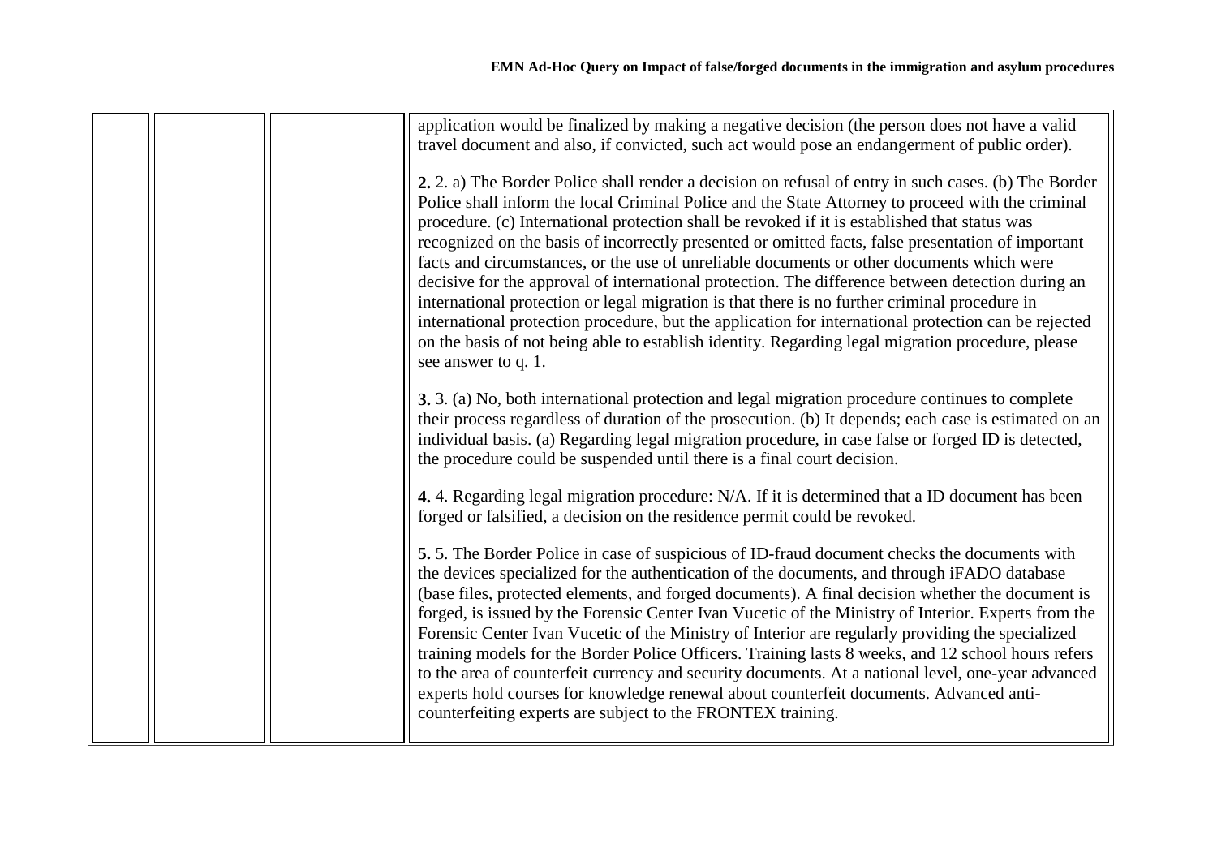| | | | |
|---|---|---|---|
| | | | application would be finalized by making a negative decision (the person does not have a valid travel document and also, if convicted, such act would pose an endangerment of public order).<br><br>**2.** 2. a) The Border Police shall render a decision on refusal of entry in such cases. (b) The Border Police shall inform the local Criminal Police and the State Attorney to proceed with the criminal procedure. (c) International protection shall be revoked if it is established that status was recognized on the basis of incorrectly presented or omitted facts, false presentation of important facts and circumstances, or the use of unreliable documents or other documents which were decisive for the approval of international protection. The difference between detection during an international protection or legal migration is that there is no further criminal procedure in international protection procedure, but the application for international protection can be rejected on the basis of not being able to establish identity. Regarding legal migration procedure, please see answer to q. 1.<br><br>**3.** 3. (a) No, both international protection and legal migration procedure continues to complete their process regardless of duration of the prosecution. (b) It depends; each case is estimated on an individual basis. (a) Regarding legal migration procedure, in case false or forged ID is detected, the procedure could be suspended until there is a final court decision.<br><br>**4.** 4. Regarding legal migration procedure: N/A. If it is determined that a ID document has been forged or falsified, a decision on the residence permit could be revoked.<br><br>**5.** 5. The Border Police in case of suspicious of ID-fraud document checks the documents with the devices specialized for the authentication of the documents, and through iFADO database (base files, protected elements, and forged documents). A final decision whether the document is forged, is issued by the Forensic Center Ivan Vucetic of the Ministry of Interior. Experts from the Forensic Center Ivan Vucetic of the Ministry of Interior are regularly providing the specialized training models for the Border Police Officers. Training lasts 8 weeks, and 12 school hours refers to the area of counterfeit currency and security documents. At a national level, one-year advanced experts hold courses for knowledge renewal about counterfeit documents. Advanced anti-counterfeiting experts are subject to the FRONTEX training. |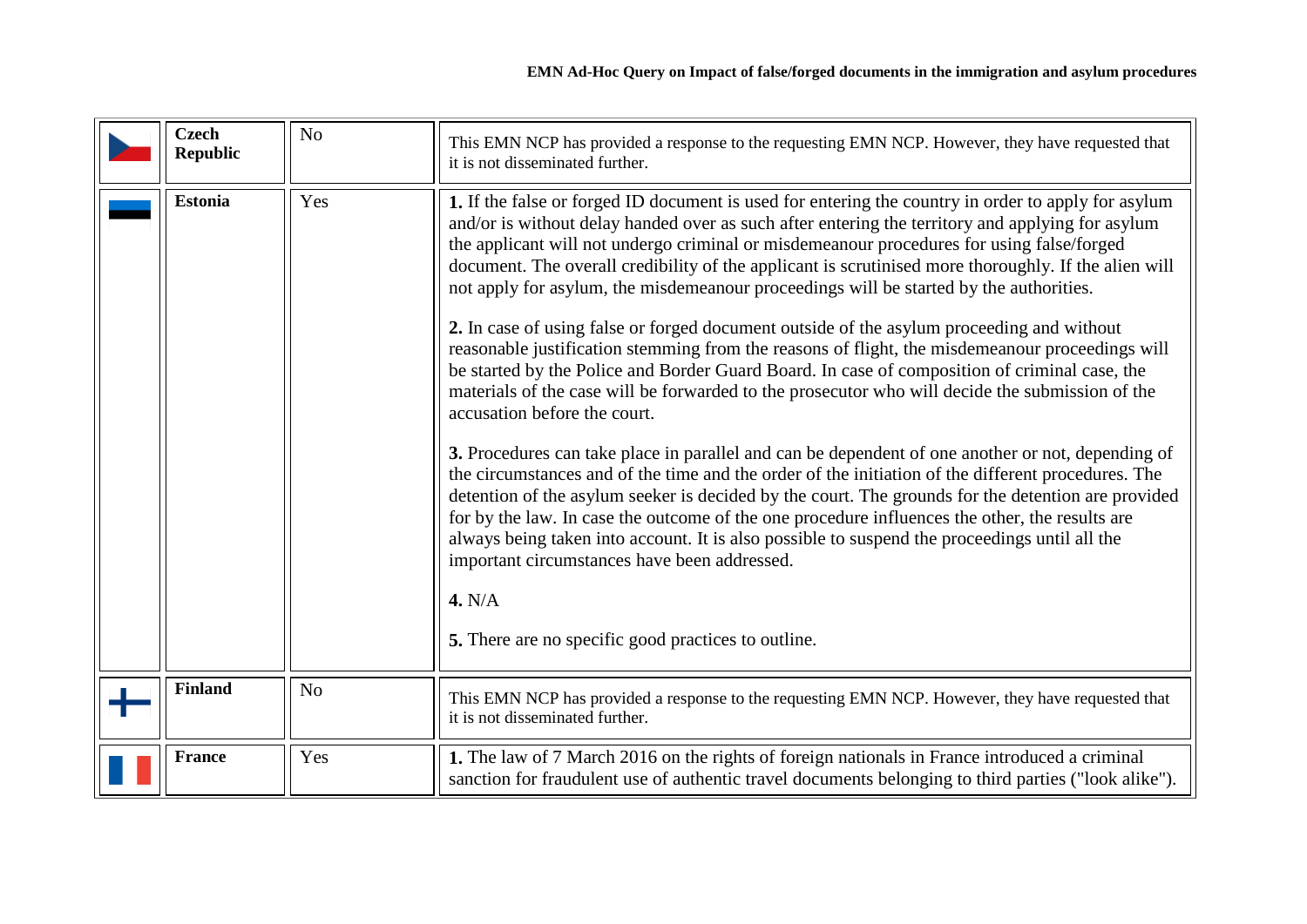| | | | |
|---|---|---|---|
| | **Czech Republic** | No | This EMN NCP has provided a response to the requesting EMN NCP. However, they have requested that it is not disseminated further. |
| | **Estonia** | Yes | **1.** If the false or forged ID document is used for entering the country in order to apply for asylum and/or is without delay handed over as such after entering the territory and applying for asylum the applicant will not undergo criminal or misdemeanour procedures for using false/forged document. The overall credibility of the applicant is scrutinised more thoroughly. If the alien will not apply for asylum, the misdemeanour proceedings will be started by the authorities.<br><br>**2.** In case of using false or forged document outside of the asylum proceeding and without reasonable justification stemming from the reasons of flight, the misdemeanour proceedings will be started by the Police and Border Guard Board. In case of composition of criminal case, the materials of the case will be forwarded to the prosecutor who will decide the submission of the accusation before the court.<br><br>**3.** Procedures can take place in parallel and can be dependent of one another or not, depending of the circumstances and of the time and the order of the initiation of the different procedures. The detention of the asylum seeker is decided by the court. The grounds for the detention are provided for by the law. In case the outcome of the one procedure influences the other, the results are always being taken into account. It is also possible to suspend the proceedings until all the important circumstances have been addressed.<br><br>**4.** N/A<br><br>**5.** There are no specific good practices to outline. |
| | **Finland** | No | This EMN NCP has provided a response to the requesting EMN NCP. However, they have requested that it is not disseminated further. |
| | **France** | Yes | **1.** The law of 7 March 2016 on the rights of foreign nationals in France introduced a criminal sanction for fraudulent use of authentic travel documents belonging to third parties ("look alike"). |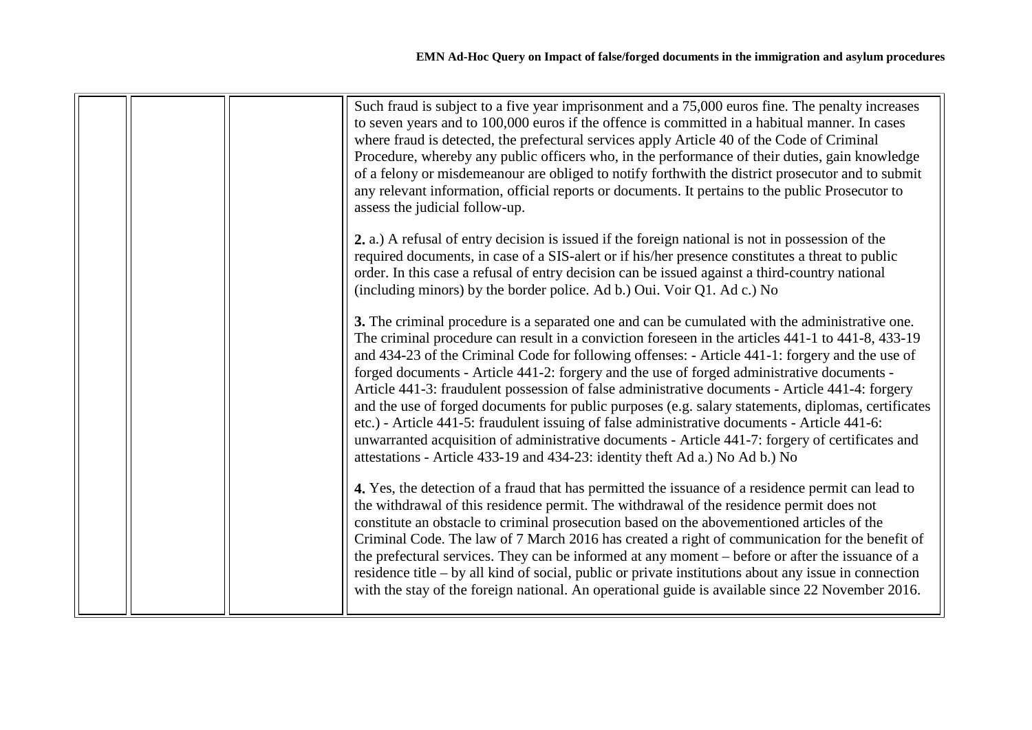| | | | |
|---|---|---|---|
| | | | Such fraud is subject to a five year imprisonment and a 75,000 euros fine. The penalty increases to seven years and to 100,000 euros if the offence is committed in a habitual manner. In cases where fraud is detected, the prefectural services apply Article 40 of the Code of Criminal Procedure, whereby any public officers who, in the performance of their duties, gain knowledge of a felony or misdemeanour are obliged to notify forthwith the district prosecutor and to submit any relevant information, official reports or documents. It pertains to the public Prosecutor to assess the judicial follow-up.<br><br>**2.** a.) A refusal of entry decision is issued if the foreign national is not in possession of the required documents, in case of a SIS-alert or if his/her presence constitutes a threat to public order. In this case a refusal of entry decision can be issued against a third-country national (including minors) by the border police. Ad b.) Oui. Voir Q1. Ad c.) No<br><br>**3.** The criminal procedure is a separated one and can be cumulated with the administrative one. The criminal procedure can result in a conviction foreseen in the articles 441-1 to 441-8, 433-19 and 434-23 of the Criminal Code for following offenses: - Article 441-1: forgery and the use of forged documents - Article 441-2: forgery and the use of forged administrative documents - Article 441-3: fraudulent possession of false administrative documents - Article 441-4: forgery and the use of forged documents for public purposes (e.g. salary statements, diplomas, certificates etc.) - Article 441-5: fraudulent issuing of false administrative documents - Article 441-6: unwarranted acquisition of administrative documents - Article 441-7: forgery of certificates and attestations - Article 433-19 and 434-23: identity theft Ad a.) No Ad b.) No<br><br>**4.** Yes, the detection of a fraud that has permitted the issuance of a residence permit can lead to the withdrawal of this residence permit. The withdrawal of the residence permit does not constitute an obstacle to criminal prosecution based on the abovementioned articles of the Criminal Code. The law of 7 March 2016 has created a right of communication for the benefit of the prefectural services. They can be informed at any moment – before or after the issuance of a residence title – by all kind of social, public or private institutions about any issue in connection with the stay of the foreign national. An operational guide is available since 22 November 2016. |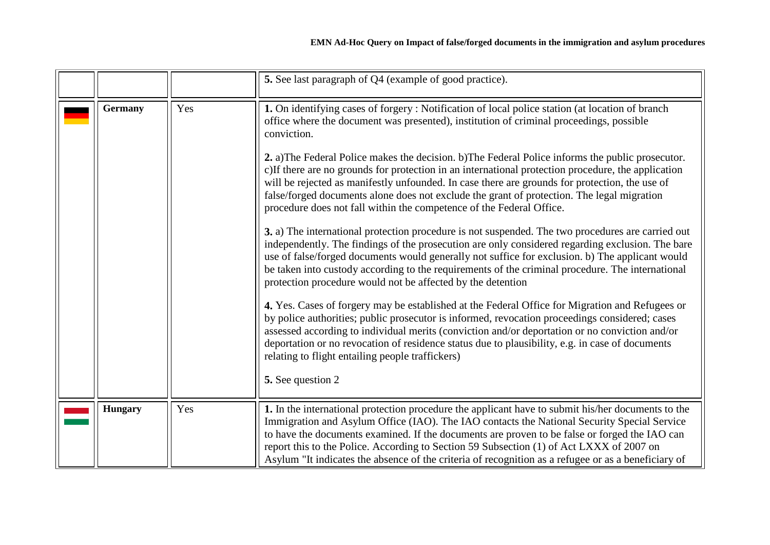| | | | |
|---|---|---|---|
| | | | **5.** See last paragraph of Q4 (example of good practice). |
| | **Germany** | Yes | **1.** On identifying cases of forgery : Notification of local police station (at location of branch office where the document was presented), institution of criminal proceedings, possible conviction.<br><br>**2.** a)The Federal Police makes the decision. b)The Federal Police informs the public prosecutor. c)If there are no grounds for protection in an international protection procedure, the application will be rejected as manifestly unfounded. In case there are grounds for protection, the use of false/forged documents alone does not exclude the grant of protection. The legal migration procedure does not fall within the competence of the Federal Office.<br><br>**3.** a) The international protection procedure is not suspended. The two procedures are carried out independently. The findings of the prosecution are only considered regarding exclusion. The bare use of false/forged documents would generally not suffice for exclusion. b) The applicant would be taken into custody according to the requirements of the criminal procedure. The international protection procedure would not be affected by the detention<br><br>**4.** Yes. Cases of forgery may be established at the Federal Office for Migration and Refugees or by police authorities; public prosecutor is informed, revocation proceedings considered; cases assessed according to individual merits (conviction and/or deportation or no conviction and/or deportation or no revocation of residence status due to plausibility, e.g. in case of documents relating to flight entailing people traffickers)<br><br>**5.** See question 2 |
| | **Hungary** | Yes | **1.** In the international protection procedure the applicant have to submit his/her documents to the Immigration and Asylum Office (IAO). The IAO contacts the National Security Special Service to have the documents examined. If the documents are proven to be false or forged the IAO can report this to the Police. According to Section 59 Subsection (1) of Act LXXX of 2007 on Asylum "It indicates the absence of the criteria of recognition as a refugee or as a beneficiary of |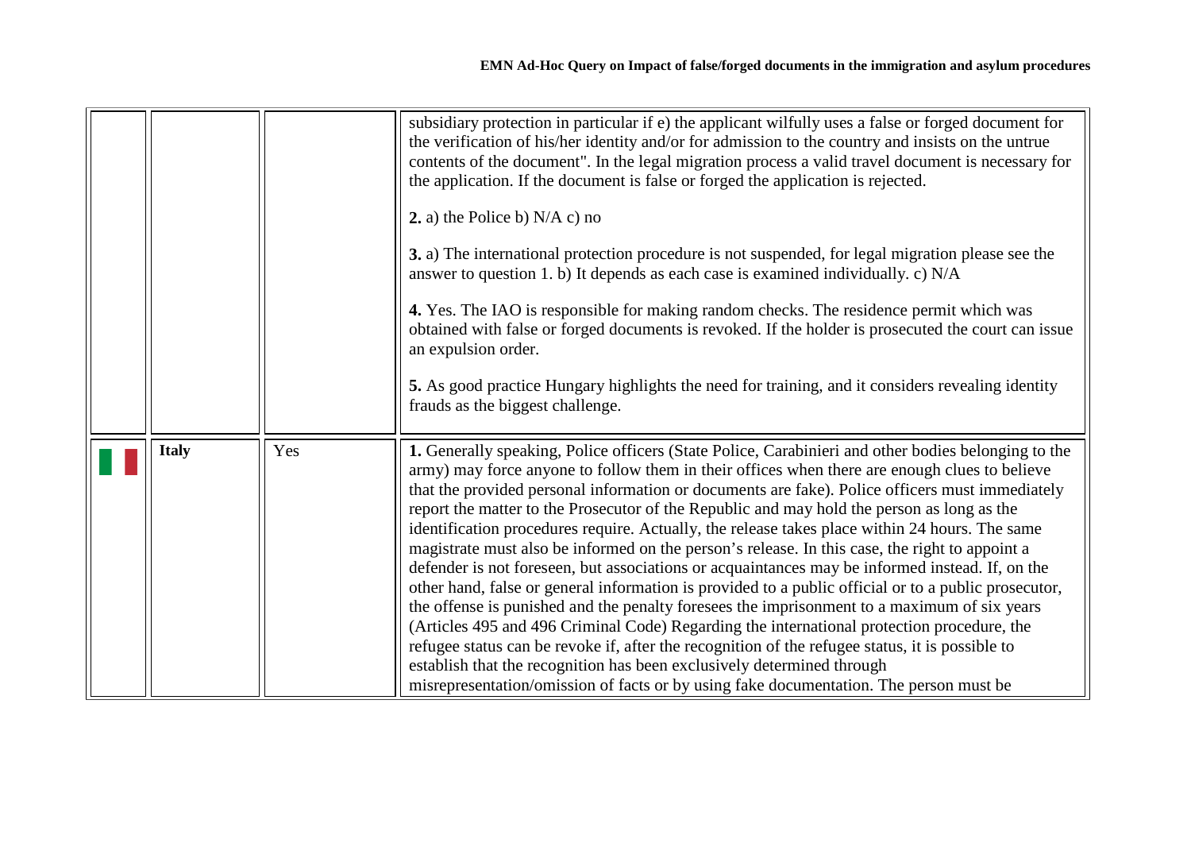| | | | |
|---|---|---|---|
| | | | subsidiary protection in particular if e) the applicant wilfully uses a false or forged document for the verification of his/her identity and/or for admission to the country and insists on the untrue contents of the document". In the legal migration process a valid travel document is necessary for the application. If the document is false or forged the application is rejected.<br><br>**2.** a) the Police b) N/A c) no<br><br>**3.** a) The international protection procedure is not suspended, for legal migration please see the answer to question 1. b) It depends as each case is examined individually. c) N/A<br><br>**4.** Yes. The IAO is responsible for making random checks. The residence permit which was obtained with false or forged documents is revoked. If the holder is prosecuted the court can issue an expulsion order.<br><br>**5.** As good practice Hungary highlights the need for training, and it considers revealing identity frauds as the biggest challenge. |
| | **Italy** | Yes | **1.** Generally speaking, Police officers (State Police, Carabinieri and other bodies belonging to the army) may force anyone to follow them in their offices when there are enough clues to believe that the provided personal information or documents are fake). Police officers must immediately report the matter to the Prosecutor of the Republic and may hold the person as long as the identification procedures require. Actually, the release takes place within 24 hours. The same magistrate must also be informed on the person's release. In this case, the right to appoint a defender is not foreseen, but associations or acquaintances may be informed instead. If, on the other hand, false or general information is provided to a public official or to a public prosecutor, the offense is punished and the penalty foresees the imprisonment to a maximum of six years (Articles 495 and 496 Criminal Code) Regarding the international protection procedure, the refugee status can be revoke if, after the recognition of the refugee status, it is possible to establish that the recognition has been exclusively determined through misrepresentation/omission of facts or by using fake documentation. The person must be |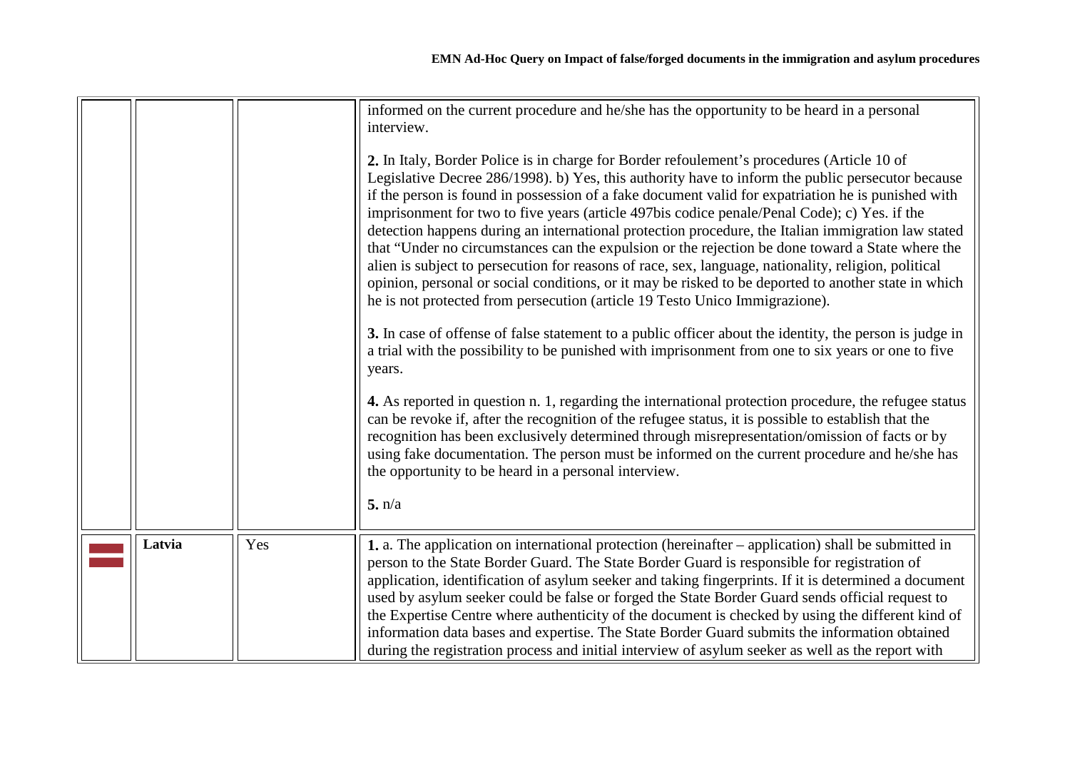| | | | |
|---|---|---|---|
| | | | informed on the current procedure and he/she has the opportunity to be heard in a personal interview.<br><br>**2.** In Italy, Border Police is in charge for Border refoulement's procedures (Article 10 of Legislative Decree 286/1998). b) Yes, this authority have to inform the public persecutor because if the person is found in possession of a fake document valid for expatriation he is punished with imprisonment for two to five years (article 497bis codice penale/Penal Code); c) Yes. if the detection happens during an international protection procedure, the Italian immigration law stated that "Under no circumstances can the expulsion or the rejection be done toward a State where the alien is subject to persecution for reasons of race, sex, language, nationality, religion, political opinion, personal or social conditions, or it may be risked to be deported to another state in which he is not protected from persecution (article 19 Testo Unico Immigrazione).<br><br>**3.** In case of offense of false statement to a public officer about the identity, the person is judge in a trial with the possibility to be punished with imprisonment from one to six years or one to five years.<br><br>**4.** As reported in question n. 1, regarding the international protection procedure, the refugee status can be revoke if, after the recognition of the refugee status, it is possible to establish that the recognition has been exclusively determined through misrepresentation/omission of facts or by using fake documentation. The person must be informed on the current procedure and he/she has the opportunity to be heard in a personal interview.<br><br>**5.** n/a |
| | **Latvia** | Yes | **1.** a. The application on international protection (hereinafter – application) shall be submitted in person to the State Border Guard. The State Border Guard is responsible for registration of application, identification of asylum seeker and taking fingerprints. If it is determined a document used by asylum seeker could be false or forged the State Border Guard sends official request to the Expertise Centre where authenticity of the document is checked by using the different kind of information data bases and expertise. The State Border Guard submits the information obtained during the registration process and initial interview of asylum seeker as well as the report with |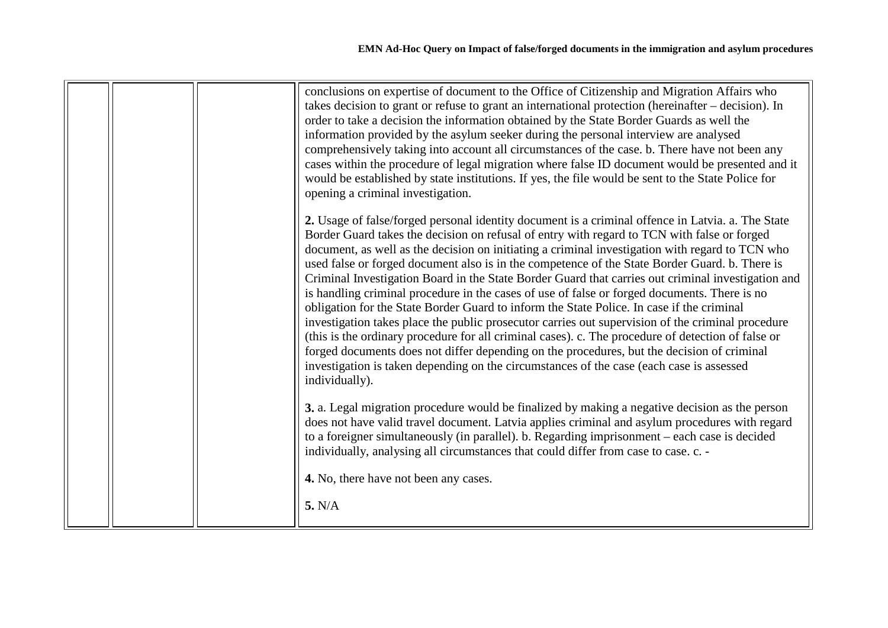| | | | |
|---|---|---|---|
| | | | conclusions on expertise of document to the Office of Citizenship and Migration Affairs who takes decision to grant or refuse to grant an international protection (hereinafter – decision). In order to take a decision the information obtained by the State Border Guards as well the information provided by the asylum seeker during the personal interview are analysed comprehensively taking into account all circumstances of the case. b. There have not been any cases within the procedure of legal migration where false ID document would be presented and it would be established by state institutions. If yes, the file would be sent to the State Police for opening a criminal investigation.<br><br>**2.** Usage of false/forged personal identity document is a criminal offence in Latvia. a. The State Border Guard takes the decision on refusal of entry with regard to TCN with false or forged document, as well as the decision on initiating a criminal investigation with regard to TCN who used false or forged document also is in the competence of the State Border Guard. b. There is Criminal Investigation Board in the State Border Guard that carries out criminal investigation and is handling criminal procedure in the cases of use of false or forged documents. There is no obligation for the State Border Guard to inform the State Police. In case if the criminal investigation takes place the public prosecutor carries out supervision of the criminal procedure (this is the ordinary procedure for all criminal cases). c. The procedure of detection of false or forged documents does not differ depending on the procedures, but the decision of criminal investigation is taken depending on the circumstances of the case (each case is assessed individually).<br><br>**3.** a. Legal migration procedure would be finalized by making a negative decision as the person does not have valid travel document. Latvia applies criminal and asylum procedures with regard to a foreigner simultaneously (in parallel). b. Regarding imprisonment – each case is decided individually, analysing all circumstances that could differ from case to case. c. -<br><br>**4.** No, there have not been any cases.<br><br>**5.** N/A |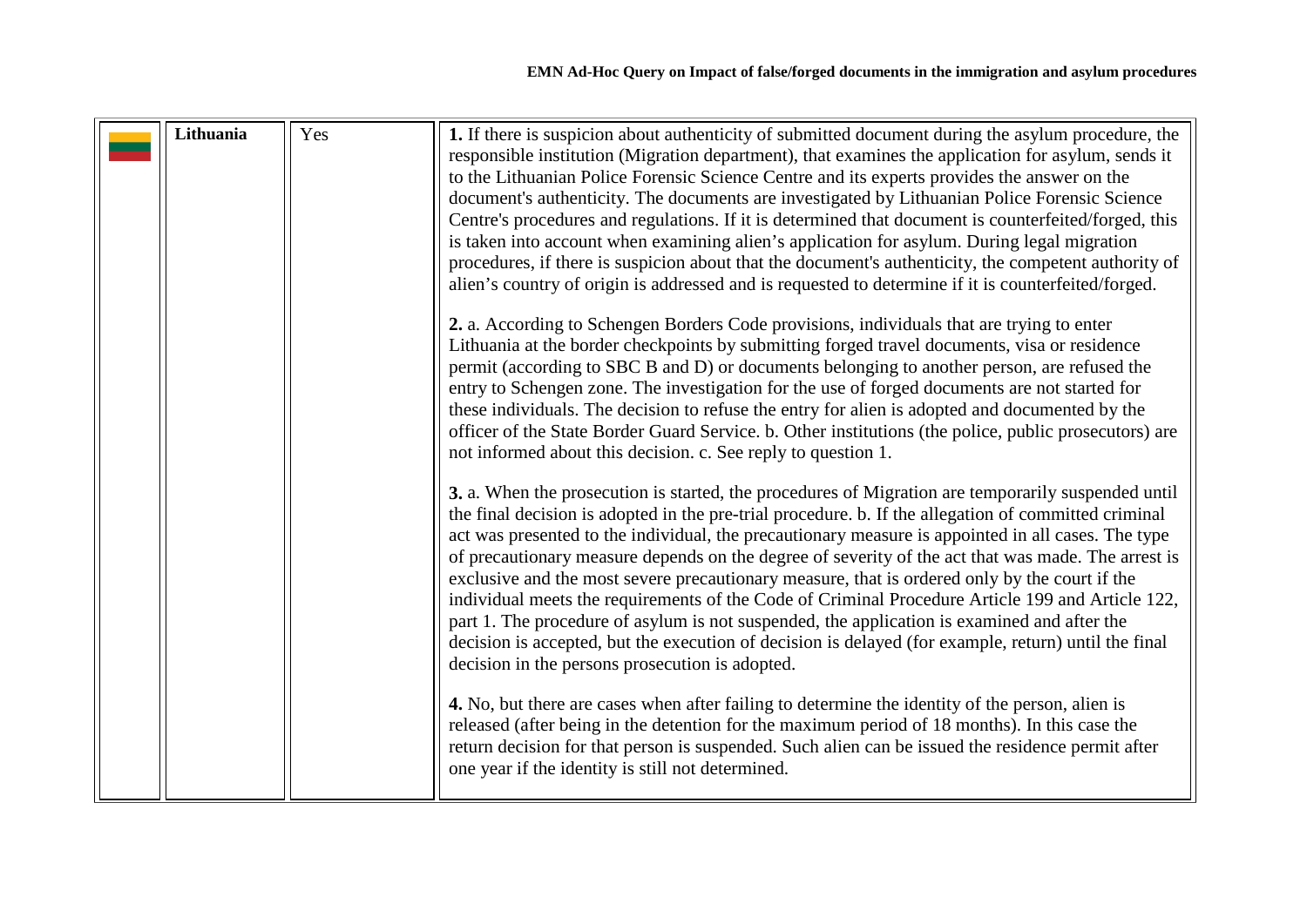|  | Lithuania | Yes | **1.** If there is suspicion about authenticity of submitted document during the asylum procedure, the responsible institution (Migration department), that examines the application for asylum, sends it to the Lithuanian Police Forensic Science Centre and its experts provides the answer on the document's authenticity. The documents are investigated by Lithuanian Police Forensic Science Centre's procedures and regulations. If it is determined that document is counterfeited/forged, this is taken into account when examining alien's application for asylum. During legal migration procedures, if there is suspicion about that the document's authenticity, the competent authority of alien's country of origin is addressed and is requested to determine if it is counterfeited/forged.<br><br>**2.** a. According to Schengen Borders Code provisions, individuals that are trying to enter Lithuania at the border checkpoints by submitting forged travel documents, visa or residence permit (according to SBC B and D) or documents belonging to another person, are refused the entry to Schengen zone. The investigation for the use of forged documents are not started for these individuals. The decision to refuse the entry for alien is adopted and documented by the officer of the State Border Guard Service. b. Other institutions (the police, public prosecutors) are not informed about this decision. c. See reply to question 1.<br><br>**3.** a. When the prosecution is started, the procedures of Migration are temporarily suspended until the final decision is adopted in the pre-trial procedure. b. If the allegation of committed criminal act was presented to the individual, the precautionary measure is appointed in all cases. The type of precautionary measure depends on the degree of severity of the act that was made. The arrest is exclusive and the most severe precautionary measure, that is ordered only by the court if the individual meets the requirements of the Code of Criminal Procedure Article 199 and Article 122, part 1. The procedure of asylum is not suspended, the application is examined and after the decision is accepted, but the execution of decision is delayed (for example, return) until the final decision in the persons prosecution is adopted.<br><br>**4.** No, but there are cases when after failing to determine the identity of the person, alien is released (after being in the detention for the maximum period of 18 months). In this case the return decision for that person is suspended. Such alien can be issued the residence permit after one year if the identity is still not determined. |
|---|---|---|---|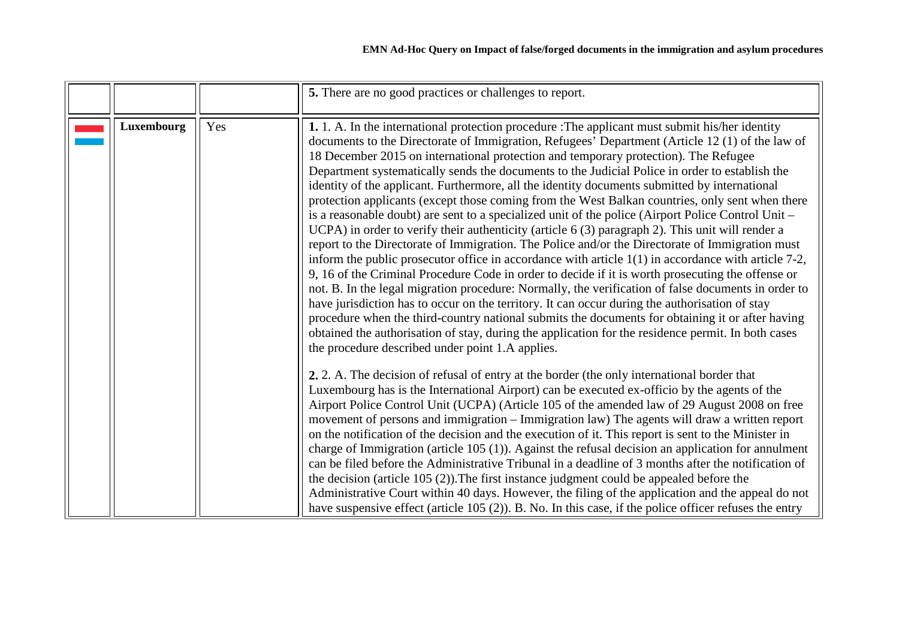| | | | |
|---|---|---|---|
| | | | **5.** There are no good practices or challenges to report. |
| | **Luxembourg** | Yes | **1.** 1. A. In the international protection procedure :The applicant must submit his/her identity documents to the Directorate of Immigration, Refugees' Department (Article 12 (1) of the law of 18 December 2015 on international protection and temporary protection). The Refugee Department systematically sends the documents to the Judicial Police in order to establish the identity of the applicant. Furthermore, all the identity documents submitted by international protection applicants (except those coming from the West Balkan countries, only sent when there is a reasonable doubt) are sent to a specialized unit of the police (Airport Police Control Unit – UCPA) in order to verify their authenticity (article 6 (3) paragraph 2). This unit will render a report to the Directorate of Immigration. The Police and/or the Directorate of Immigration must inform the public prosecutor office in accordance with article 1(1) in accordance with article 7-2, 9, 16 of the Criminal Procedure Code in order to decide if it is worth prosecuting the offense or not. B. In the legal migration procedure: Normally, the verification of false documents in order to have jurisdiction has to occur on the territory. It can occur during the authorisation of stay procedure when the third-country national submits the documents for obtaining it or after having obtained the authorisation of stay, during the application for the residence permit. In both cases the procedure described under point 1.A applies.<br><br>**2.** 2. A. The decision of refusal of entry at the border (the only international border that Luxembourg has is the International Airport) can be executed ex-officio by the agents of the Airport Police Control Unit (UCPA) (Article 105 of the amended law of 29 August 2008 on free movement of persons and immigration – Immigration law) The agents will draw a written report on the notification of the decision and the execution of it. This report is sent to the Minister in charge of Immigration (article 105 (1)). Against the refusal decision an application for annulment can be filed before the Administrative Tribunal in a deadline of 3 months after the notification of the decision (article 105 (2)).The first instance judgment could be appealed before the Administrative Court within 40 days. However, the filing of the application and the appeal do not have suspensive effect (article 105 (2)). B. No. In this case, if the police officer refuses the entry |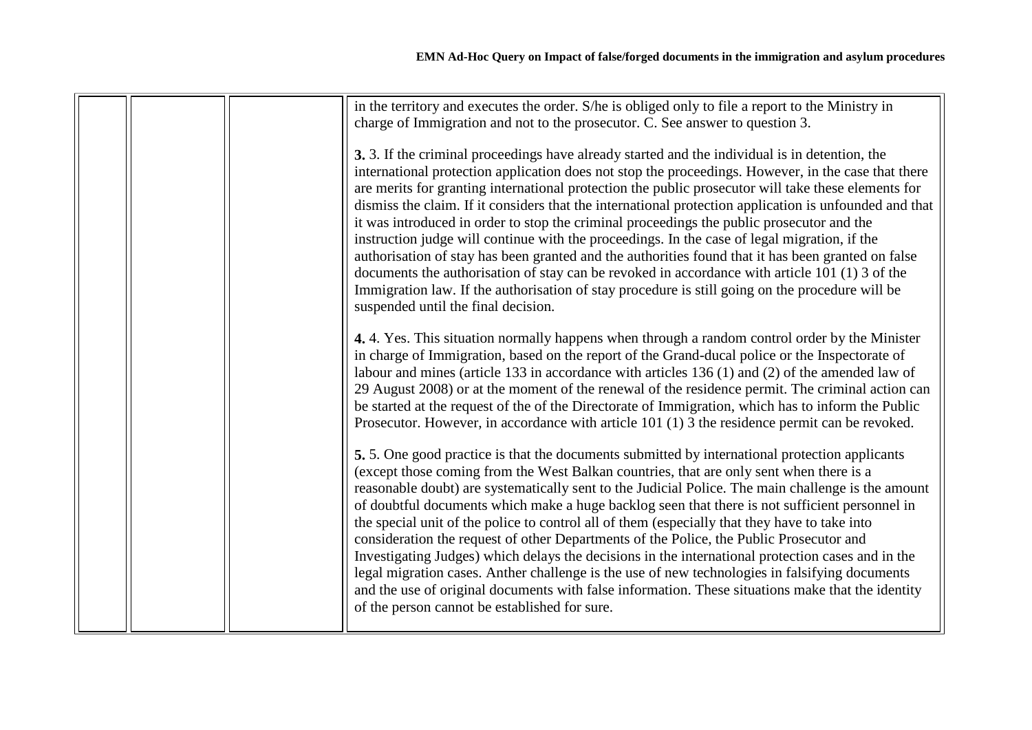| | | | |
|---|---|---|---|
| | | | in the territory and executes the order. S/he is obliged only to file a report to the Ministry in charge of Immigration and not to the prosecutor. C. See answer to question 3.<br><br>**3.** 3. If the criminal proceedings have already started and the individual is in detention, the international protection application does not stop the proceedings. However, in the case that there are merits for granting international protection the public prosecutor will take these elements for dismiss the claim. If it considers that the international protection application is unfounded and that it was introduced in order to stop the criminal proceedings the public prosecutor and the instruction judge will continue with the proceedings. In the case of legal migration, if the authorisation of stay has been granted and the authorities found that it has been granted on false documents the authorisation of stay can be revoked in accordance with article 101 (1) 3 of the Immigration law. If the authorisation of stay procedure is still going on the procedure will be suspended until the final decision.<br><br>**4.** 4. Yes. This situation normally happens when through a random control order by the Minister in charge of Immigration, based on the report of the Grand-ducal police or the Inspectorate of labour and mines (article 133 in accordance with articles 136 (1) and (2) of the amended law of 29 August 2008) or at the moment of the renewal of the residence permit. The criminal action can be started at the request of the of the Directorate of Immigration, which has to inform the Public Prosecutor. However, in accordance with article 101 (1) 3 the residence permit can be revoked.<br><br>**5.** 5. One good practice is that the documents submitted by international protection applicants (except those coming from the West Balkan countries, that are only sent when there is a reasonable doubt) are systematically sent to the Judicial Police. The main challenge is the amount of doubtful documents which make a huge backlog seen that there is not sufficient personnel in the special unit of the police to control all of them (especially that they have to take into consideration the request of other Departments of the Police, the Public Prosecutor and Investigating Judges) which delays the decisions in the international protection cases and in the legal migration cases. Anther challenge is the use of new technologies in falsifying documents and the use of original documents with false information. These situations make that the identity of the person cannot be established for sure. |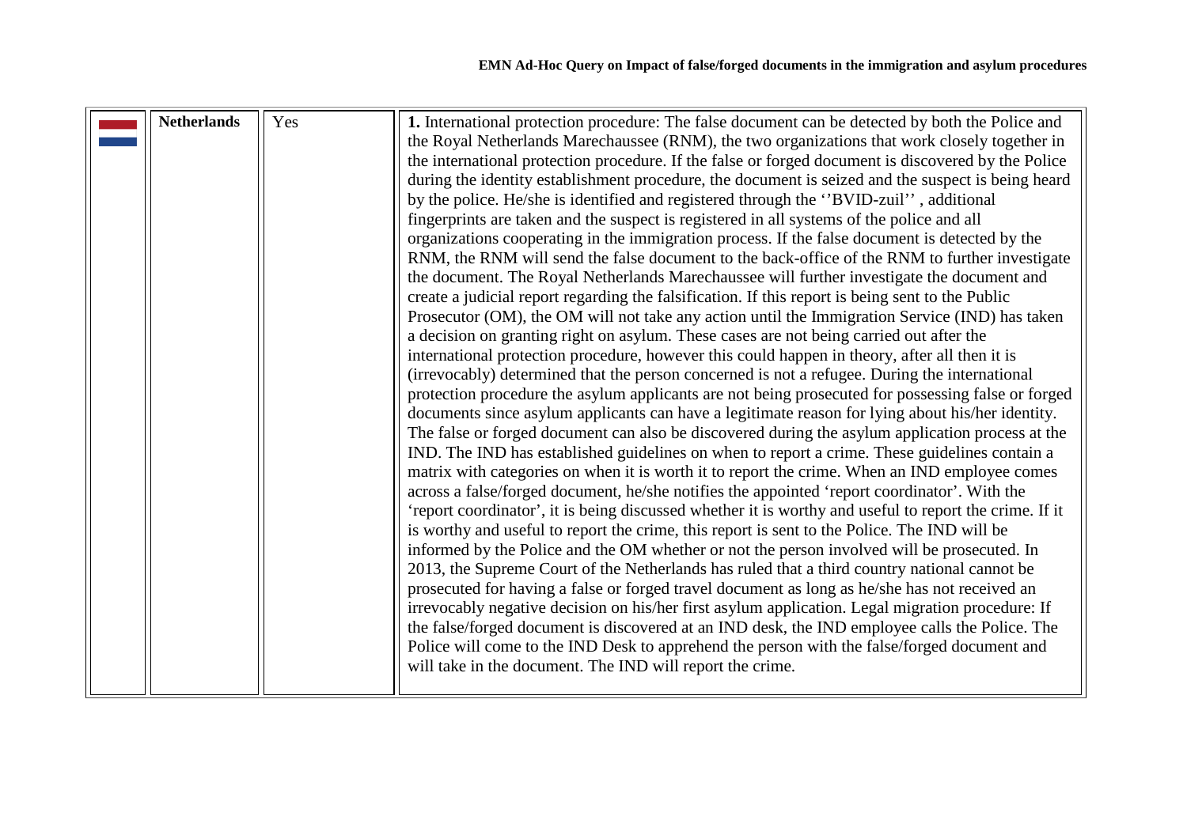|  | Netherlands | Yes | **1.** International protection procedure: The false document can be detected by both the Police and the Royal Netherlands Marechaussee (RNM), the two organizations that work closely together in the international protection procedure. If the false or forged document is discovered by the Police during the identity establishment procedure, the document is seized and the suspect is being heard by the police. He/she is identified and registered through the ''BVID-zuil'' , additional fingerprints are taken and the suspect is registered in all systems of the police and all organizations cooperating in the immigration process. If the false document is detected by the RNM, the RNM will send the false document to the back-office of the RNM to further investigate the document. The Royal Netherlands Marechaussee will further investigate the document and create a judicial report regarding the falsification. If this report is being sent to the Public Prosecutor (OM), the OM will not take any action until the Immigration Service (IND) has taken a decision on granting right on asylum. These cases are not being carried out after the international protection procedure, however this could happen in theory, after all then it is (irrevocably) determined that the person concerned is not a refugee. During the international protection procedure the asylum applicants are not being prosecuted for possessing false or forged documents since asylum applicants can have a legitimate reason for lying about his/her identity. The false or forged document can also be discovered during the asylum application process at the IND. The IND has established guidelines on when to report a crime. These guidelines contain a matrix with categories on when it is worth it to report the crime. When an IND employee comes across a false/forged document, he/she notifies the appointed 'report coordinator'. With the 'report coordinator', it is being discussed whether it is worthy and useful to report the crime. If it is worthy and useful to report the crime, this report is sent to the Police. The IND will be informed by the Police and the OM whether or not the person involved will be prosecuted. In 2013, the Supreme Court of the Netherlands has ruled that a third country national cannot be prosecuted for having a false or forged travel document as long as he/she has not received an irrevocably negative decision on his/her first asylum application. Legal migration procedure: If the false/forged document is discovered at an IND desk, the IND employee calls the Police. The Police will come to the IND Desk to apprehend the person with the false/forged document and will take in the document. The IND will report the crime. |
|---|---|---|---|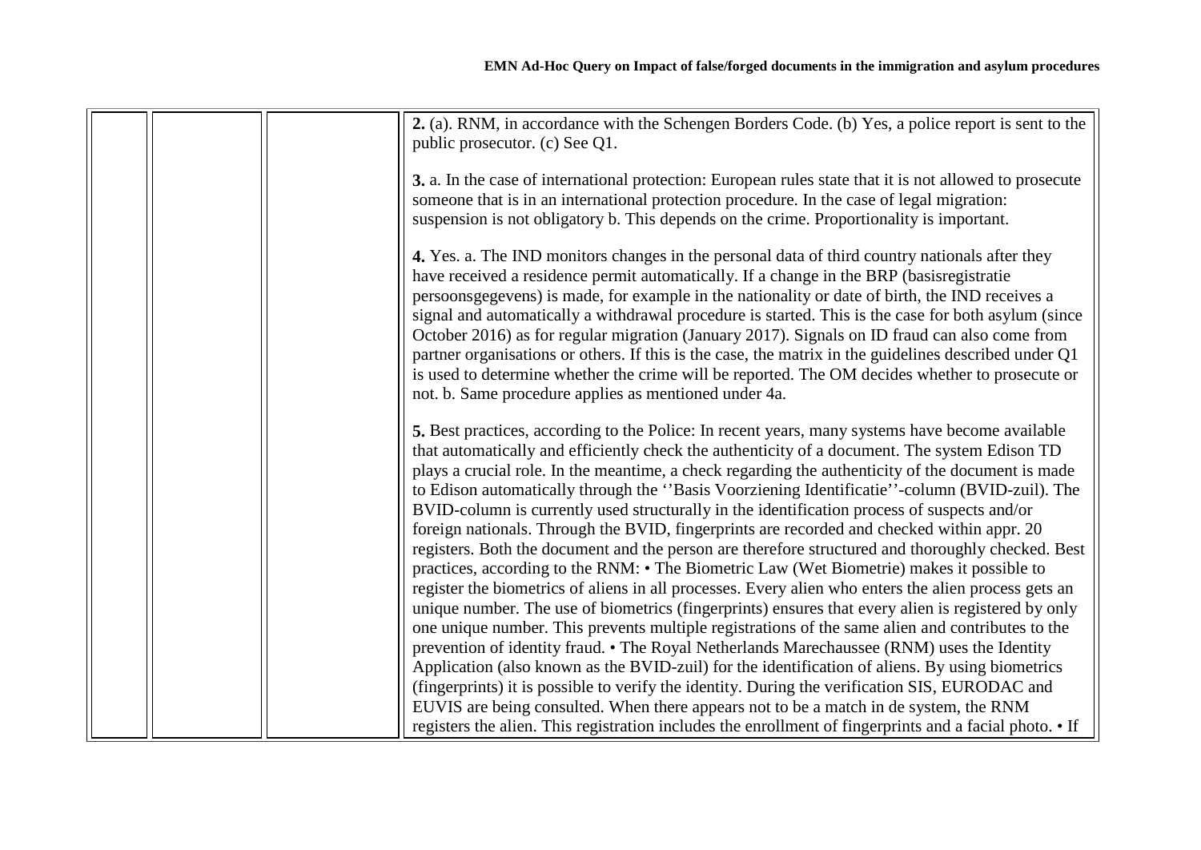| | | | |
|---|---|---|---|
| | | | **2.** (a). RNM, in accordance with the Schengen Borders Code. (b) Yes, a police report is sent to the public prosecutor. (c) See Q1.<br><br>**3.** a. In the case of international protection: European rules state that it is not allowed to prosecute someone that is in an international protection procedure. In the case of legal migration: suspension is not obligatory b. This depends on the crime. Proportionality is important.<br><br>**4.** Yes. a. The IND monitors changes in the personal data of third country nationals after they have received a residence permit automatically. If a change in the BRP (basisregistratie persoonsgegevens) is made, for example in the nationality or date of birth, the IND receives a signal and automatically a withdrawal procedure is started. This is the case for both asylum (since October 2016) as for regular migration (January 2017). Signals on ID fraud can also come from partner organisations or others. If this is the case, the matrix in the guidelines described under Q1 is used to determine whether the crime will be reported. The OM decides whether to prosecute or not. b. Same procedure applies as mentioned under 4a.<br><br>**5.** Best practices, according to the Police: In recent years, many systems have become available that automatically and efficiently check the authenticity of a document. The system Edison TD plays a crucial role. In the meantime, a check regarding the authenticity of the document is made to Edison automatically through the ''Basis Voorziening Identificatie''-column (BVID-zuil). The BVID-column is currently used structurally in the identification process of suspects and/or foreign nationals. Through the BVID, fingerprints are recorded and checked within appr. 20 registers. Both the document and the person are therefore structured and thoroughly checked. Best practices, according to the RNM: • The Biometric Law (Wet Biometrie) makes it possible to register the biometrics of aliens in all processes. Every alien who enters the alien process gets an unique number. The use of biometrics (fingerprints) ensures that every alien is registered by only one unique number. This prevents multiple registrations of the same alien and contributes to the prevention of identity fraud. • The Royal Netherlands Marechaussee (RNM) uses the Identity Application (also known as the BVID-zuil) for the identification of aliens. By using biometrics (fingerprints) it is possible to verify the identity. During the verification SIS, EURODAC and EUVIS are being consulted. When there appears not to be a match in de system, the RNM registers the alien. This registration includes the enrollment of fingerprints and a facial photo. • If |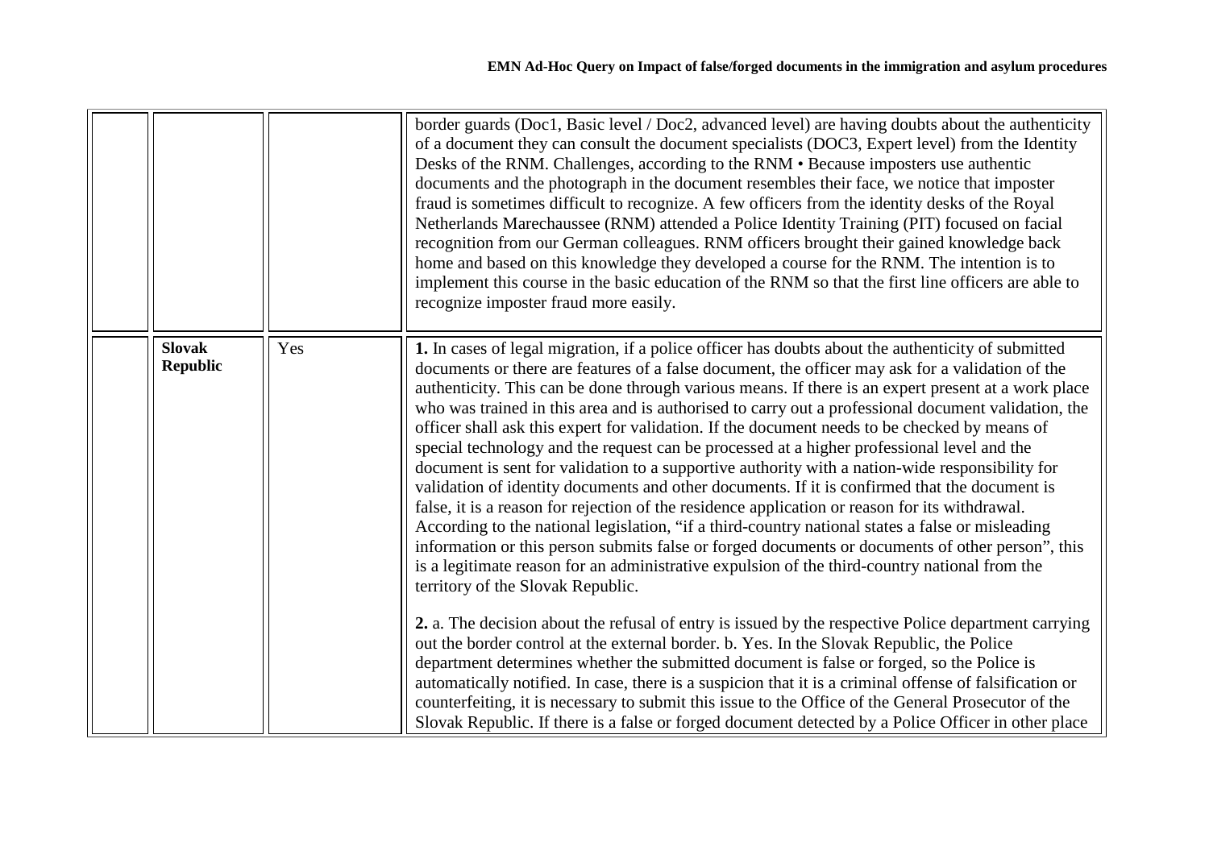|  |  |  |  |
|---|---|---|---|
|  |  |  | border guards (Doc1, Basic level / Doc2, advanced level) are having doubts about the authenticity of a document they can consult the document specialists (DOC3, Expert level) from the Identity Desks of the RNM. Challenges, according to the RNM • Because imposters use authentic documents and the photograph in the document resembles their face, we notice that imposter fraud is sometimes difficult to recognize. A few officers from the identity desks of the Royal Netherlands Marechaussee (RNM) attended a Police Identity Training (PIT) focused on facial recognition from our German colleagues. RNM officers brought their gained knowledge back home and based on this knowledge they developed a course for the RNM. The intention is to implement this course in the basic education of the RNM so that the first line officers are able to recognize imposter fraud more easily. |
|  | **Slovak Republic** | Yes | **1.** In cases of legal migration, if a police officer has doubts about the authenticity of submitted documents or there are features of a false document, the officer may ask for a validation of the authenticity. This can be done through various means. If there is an expert present at a work place who was trained in this area and is authorised to carry out a professional document validation, the officer shall ask this expert for validation. If the document needs to be checked by means of special technology and the request can be processed at a higher professional level and the document is sent for validation to a supportive authority with a nation-wide responsibility for validation of identity documents and other documents. If it is confirmed that the document is false, it is a reason for rejection of the residence application or reason for its withdrawal. According to the national legislation, "if a third-country national states a false or misleading information or this person submits false or forged documents or documents of other person", this is a legitimate reason for an administrative expulsion of the third-country national from the territory of the Slovak Republic.<br><br>**2.** a. The decision about the refusal of entry is issued by the respective Police department carrying out the border control at the external border. b. Yes. In the Slovak Republic, the Police department determines whether the submitted document is false or forged, so the Police is automatically notified. In case, there is a suspicion that it is a criminal offense of falsification or counterfeiting, it is necessary to submit this issue to the Office of the General Prosecutor of the Slovak Republic. If there is a false or forged document detected by a Police Officer in other place |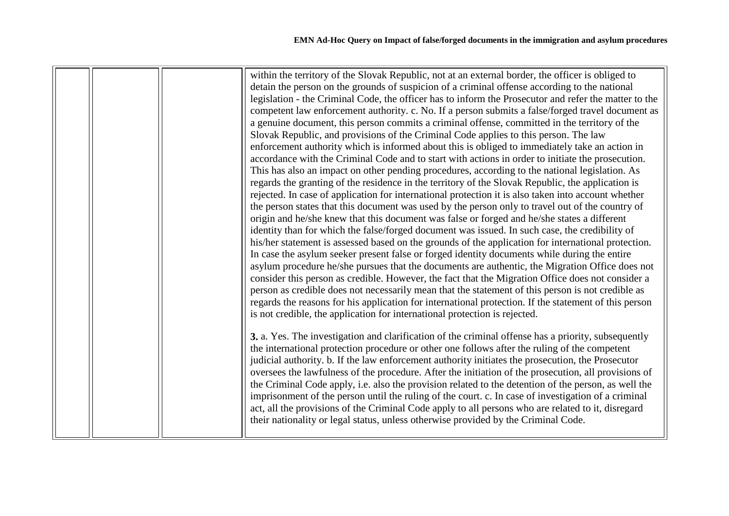| | | | within the territory of the Slovak Republic, not at an external border, the officer is obliged to detain the person on the grounds of suspicion of a criminal offense according to the national legislation - the Criminal Code, the officer has to inform the Prosecutor and refer the matter to the competent law enforcement authority. c. No. If a person submits a false/forged travel document as a genuine document, this person commits a criminal offense, committed in the territory of the Slovak Republic, and provisions of the Criminal Code applies to this person. The law enforcement authority which is informed about this is obliged to immediately take an action in accordance with the Criminal Code and to start with actions in order to initiate the prosecution. This has also an impact on other pending procedures, according to the national legislation. As regards the granting of the residence in the territory of the Slovak Republic, the application is rejected. In case of application for international protection it is also taken into account whether the person states that this document was used by the person only to travel out of the country of origin and he/she knew that this document was false or forged and he/she states a different identity than for which the false/forged document was issued. In such case, the credibility of his/her statement is assessed based on the grounds of the application for international protection. In case the asylum seeker present false or forged identity documents while during the entire asylum procedure he/she pursues that the documents are authentic, the Migration Office does not consider this person as credible. However, the fact that the Migration Office does not consider a person as credible does not necessarily mean that the statement of this person is not credible as regards the reasons for his application for international protection. If the statement of this person is not credible, the application for international protection is rejected.<br><br>**3.** a. Yes. The investigation and clarification of the criminal offense has a priority, subsequently the international protection procedure or other one follows after the ruling of the competent judicial authority. b. If the law enforcement authority initiates the prosecution, the Prosecutor oversees the lawfulness of the procedure. After the initiation of the prosecution, all provisions of the Criminal Code apply, i.e. also the provision related to the detention of the person, as well the imprisonment of the person until the ruling of the court. c. In case of investigation of a criminal act, all the provisions of the Criminal Code apply to all persons who are related to it, disregard their nationality or legal status, unless otherwise provided by the Criminal Code. |
|---|---|---|---|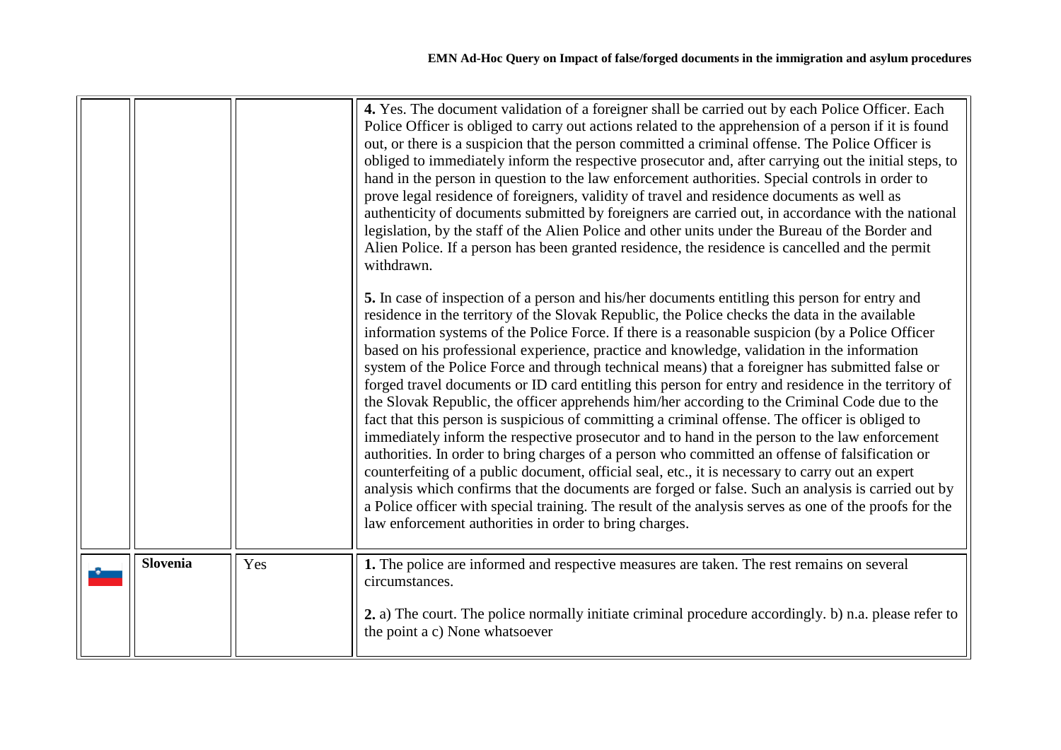| | | | |
|---|---|---|---|
| | | | **4.** Yes. The document validation of a foreigner shall be carried out by each Police Officer. Each Police Officer is obliged to carry out actions related to the apprehension of a person if it is found out, or there is a suspicion that the person committed a criminal offense. The Police Officer is obliged to immediately inform the respective prosecutor and, after carrying out the initial steps, to hand in the person in question to the law enforcement authorities. Special controls in order to prove legal residence of foreigners, validity of travel and residence documents as well as authenticity of documents submitted by foreigners are carried out, in accordance with the national legislation, by the staff of the Alien Police and other units under the Bureau of the Border and Alien Police. If a person has been granted residence, the residence is cancelled and the permit withdrawn.<br><br>**5.** In case of inspection of a person and his/her documents entitling this person for entry and residence in the territory of the Slovak Republic, the Police checks the data in the available information systems of the Police Force. If there is a reasonable suspicion (by a Police Officer based on his professional experience, practice and knowledge, validation in the information system of the Police Force and through technical means) that a foreigner has submitted false or forged travel documents or ID card entitling this person for entry and residence in the territory of the Slovak Republic, the officer apprehends him/her according to the Criminal Code due to the fact that this person is suspicious of committing a criminal offense. The officer is obliged to immediately inform the respective prosecutor and to hand in the person to the law enforcement authorities. In order to bring charges of a person who committed an offense of falsification or counterfeiting of a public document, official seal, etc., it is necessary to carry out an expert analysis which confirms that the documents are forged or false. Such an analysis is carried out by a Police officer with special training. The result of the analysis serves as one of the proofs for the law enforcement authorities in order to bring charges. |
| | **Slovenia** | Yes | **1.** The police are informed and respective measures are taken. The rest remains on several circumstances.<br><br>**2.** a) The court. The police normally initiate criminal procedure accordingly. b) n.a. please refer to the point a c) None whatsoever |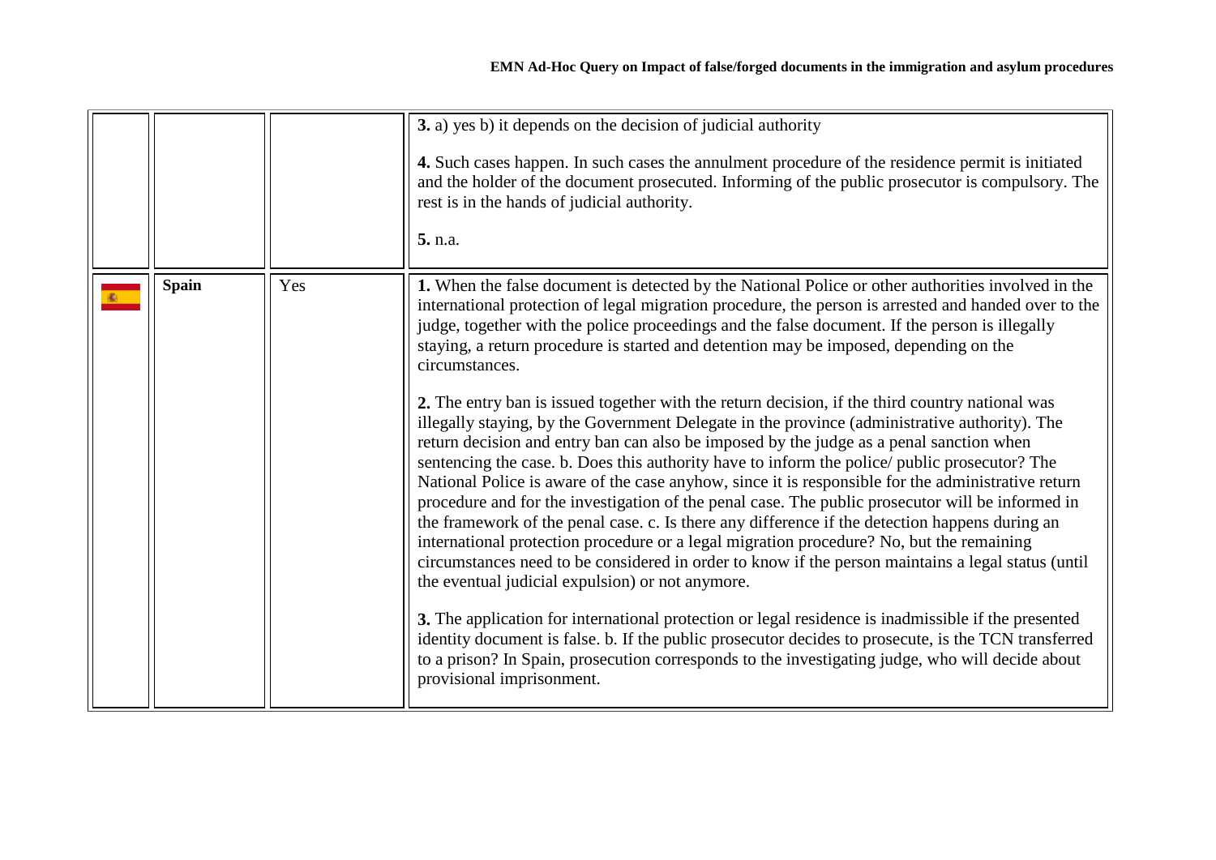| | | | |
|---|---|---|---|
| | | | **3.** a) yes b) it depends on the decision of judicial authority<br><br>**4.** Such cases happen. In such cases the annulment procedure of the residence permit is initiated and the holder of the document prosecuted. Informing of the public prosecutor is compulsory. The rest is in the hands of judicial authority.<br><br>**5.** n.a. |
| | **Spain** | Yes | **1.** When the false document is detected by the National Police or other authorities involved in the international protection of legal migration procedure, the person is arrested and handed over to the judge, together with the police proceedings and the false document. If the person is illegally staying, a return procedure is started and detention may be imposed, depending on the circumstances.<br><br>**2.** The entry ban is issued together with the return decision, if the third country national was illegally staying, by the Government Delegate in the province (administrative authority). The return decision and entry ban can also be imposed by the judge as a penal sanction when sentencing the case. b. Does this authority have to inform the police/ public prosecutor? The National Police is aware of the case anyhow, since it is responsible for the administrative return procedure and for the investigation of the penal case. The public prosecutor will be informed in the framework of the penal case. c. Is there any difference if the detection happens during an international protection procedure or a legal migration procedure? No, but the remaining circumstances need to be considered in order to know if the person maintains a legal status (until the eventual judicial expulsion) or not anymore.<br><br>**3.** The application for international protection or legal residence is inadmissible if the presented identity document is false. b. If the public prosecutor decides to prosecute, is the TCN transferred to a prison? In Spain, prosecution corresponds to the investigating judge, who will decide about provisional imprisonment. |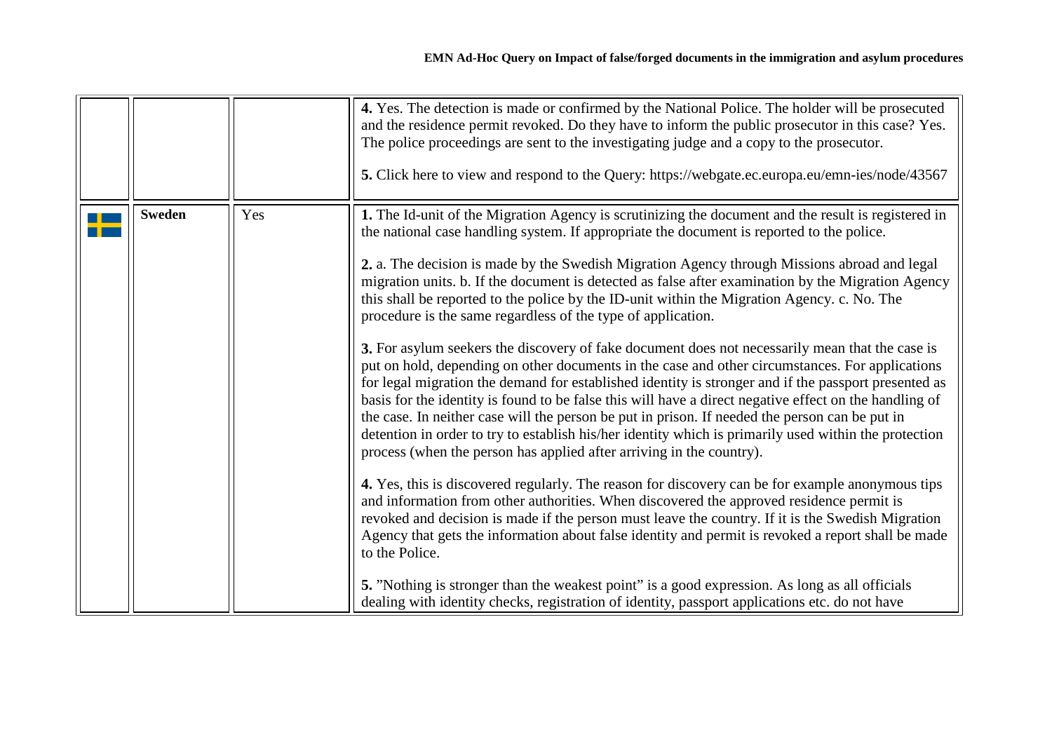| | | | |
|---|---|---|---|
| | | | **4.** Yes. The detection is made or confirmed by the National Police. The holder will be prosecuted and the residence permit revoked. Do they have to inform the public prosecutor in this case? Yes. The police proceedings are sent to the investigating judge and a copy to the prosecutor.<br><br>**5.** Click here to view and respond to the Query: https://webgate.ec.europa.eu/emn-ies/node/43567 |
| | **Sweden** | Yes | **1.** The Id-unit of the Migration Agency is scrutinizing the document and the result is registered in the national case handling system. If appropriate the document is reported to the police.<br><br>**2.** a. The decision is made by the Swedish Migration Agency through Missions abroad and legal migration units. b. If the document is detected as false after examination by the Migration Agency this shall be reported to the police by the ID-unit within the Migration Agency. c. No. The procedure is the same regardless of the type of application.<br><br>**3.** For asylum seekers the discovery of fake document does not necessarily mean that the case is put on hold, depending on other documents in the case and other circumstances. For applications for legal migration the demand for established identity is stronger and if the passport presented as basis for the identity is found to be false this will have a direct negative effect on the handling of the case. In neither case will the person be put in prison. If needed the person can be put in detention in order to try to establish his/her identity which is primarily used within the protection process (when the person has applied after arriving in the country).<br><br>**4.** Yes, this is discovered regularly. The reason for discovery can be for example anonymous tips and information from other authorities. When discovered the approved residence permit is revoked and decision is made if the person must leave the country. If it is the Swedish Migration Agency that gets the information about false identity and permit is revoked a report shall be made to the Police.<br><br>**5.** "Nothing is stronger than the weakest point" is a good expression. As long as all officials dealing with identity checks, registration of identity, passport applications etc. do not have |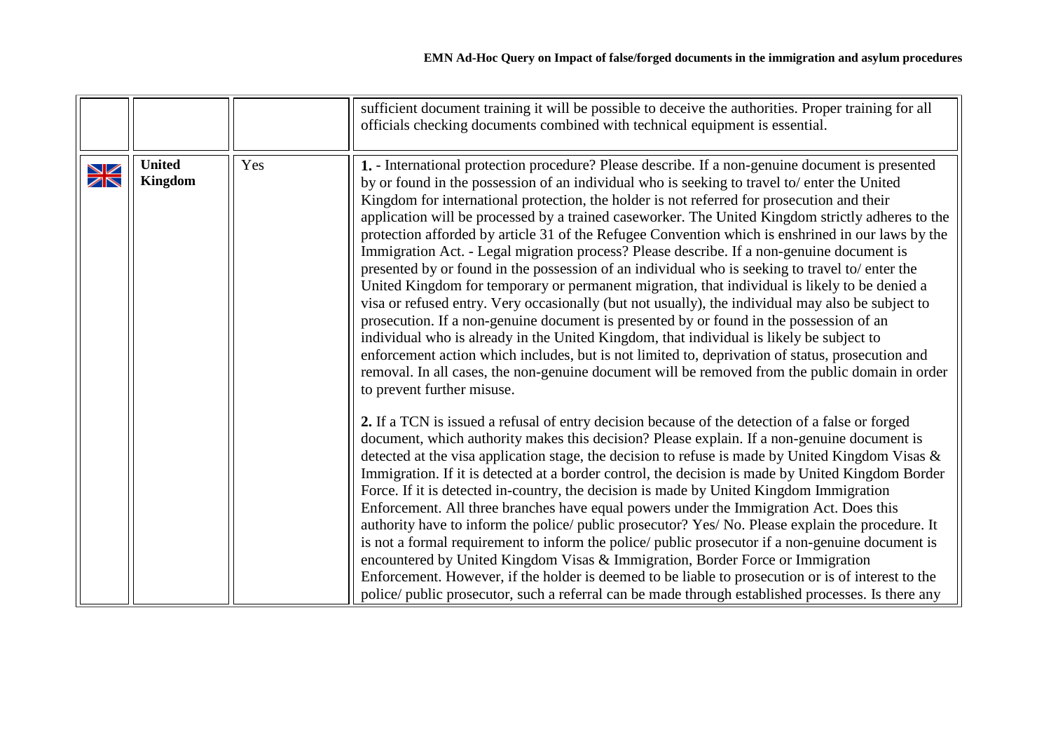| | | | |
|---|---|---|---|
| | | | sufficient document training it will be possible to deceive the authorities. Proper training for all officials checking documents combined with technical equipment is essential. |
| | **United Kingdom** | Yes | **1.** - International protection procedure? Please describe. If a non-genuine document is presented by or found in the possession of an individual who is seeking to travel to/ enter the United Kingdom for international protection, the holder is not referred for prosecution and their application will be processed by a trained caseworker. The United Kingdom strictly adheres to the protection afforded by article 31 of the Refugee Convention which is enshrined in our laws by the Immigration Act. - Legal migration process? Please describe. If a non-genuine document is presented by or found in the possession of an individual who is seeking to travel to/ enter the United Kingdom for temporary or permanent migration, that individual is likely to be denied a visa or refused entry. Very occasionally (but not usually), the individual may also be subject to prosecution. If a non-genuine document is presented by or found in the possession of an individual who is already in the United Kingdom, that individual is likely be subject to enforcement action which includes, but is not limited to, deprivation of status, prosecution and removal. In all cases, the non-genuine document will be removed from the public domain in order to prevent further misuse.<br><br>**2.** If a TCN is issued a refusal of entry decision because of the detection of a false or forged document, which authority makes this decision? Please explain. If a non-genuine document is detected at the visa application stage, the decision to refuse is made by United Kingdom Visas & Immigration. If it is detected at a border control, the decision is made by United Kingdom Border Force. If it is detected in-country, the decision is made by United Kingdom Immigration Enforcement. All three branches have equal powers under the Immigration Act. Does this authority have to inform the police/ public prosecutor? Yes/ No. Please explain the procedure. It is not a formal requirement to inform the police/ public prosecutor if a non-genuine document is encountered by United Kingdom Visas & Immigration, Border Force or Immigration Enforcement. However, if the holder is deemed to be liable to prosecution or is of interest to the police/ public prosecutor, such a referral can be made through established processes. Is there any |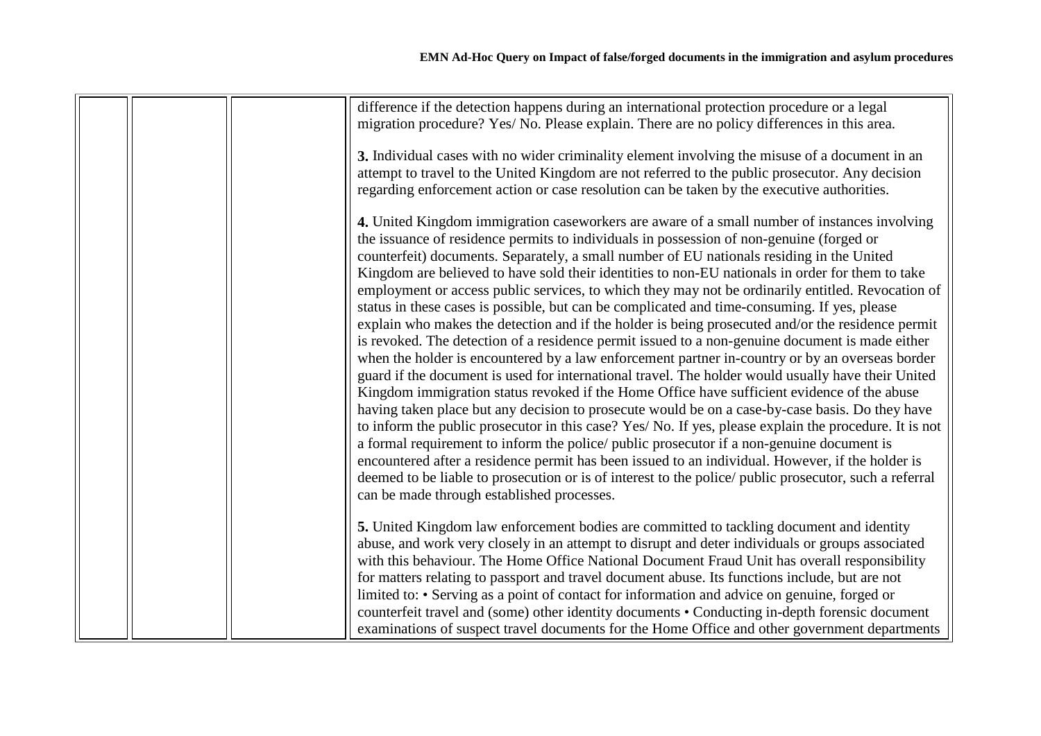| | | | |
|---|---|---|---|
| | | | difference if the detection happens during an international protection procedure or a legal migration procedure? Yes/ No. Please explain. There are no policy differences in this area.<br><br>**3.** Individual cases with no wider criminality element involving the misuse of a document in an attempt to travel to the United Kingdom are not referred to the public prosecutor. Any decision regarding enforcement action or case resolution can be taken by the executive authorities.<br><br>**4.** United Kingdom immigration caseworkers are aware of a small number of instances involving the issuance of residence permits to individuals in possession of non-genuine (forged or counterfeit) documents. Separately, a small number of EU nationals residing in the United Kingdom are believed to have sold their identities to non-EU nationals in order for them to take employment or access public services, to which they may not be ordinarily entitled. Revocation of status in these cases is possible, but can be complicated and time-consuming. If yes, please explain who makes the detection and if the holder is being prosecuted and/or the residence permit is revoked. The detection of a residence permit issued to a non-genuine document is made either when the holder is encountered by a law enforcement partner in-country or by an overseas border guard if the document is used for international travel. The holder would usually have their United Kingdom immigration status revoked if the Home Office have sufficient evidence of the abuse having taken place but any decision to prosecute would be on a case-by-case basis. Do they have to inform the public prosecutor in this case? Yes/ No. If yes, please explain the procedure. It is not a formal requirement to inform the police/ public prosecutor if a non-genuine document is encountered after a residence permit has been issued to an individual. However, if the holder is deemed to be liable to prosecution or is of interest to the police/ public prosecutor, such a referral can be made through established processes.<br><br>**5.** United Kingdom law enforcement bodies are committed to tackling document and identity abuse, and work very closely in an attempt to disrupt and deter individuals or groups associated with this behaviour. The Home Office National Document Fraud Unit has overall responsibility for matters relating to passport and travel document abuse. Its functions include, but are not limited to: • Serving as a point of contact for information and advice on genuine, forged or counterfeit travel and (some) other identity documents • Conducting in-depth forensic document examinations of suspect travel documents for the Home Office and other government departments |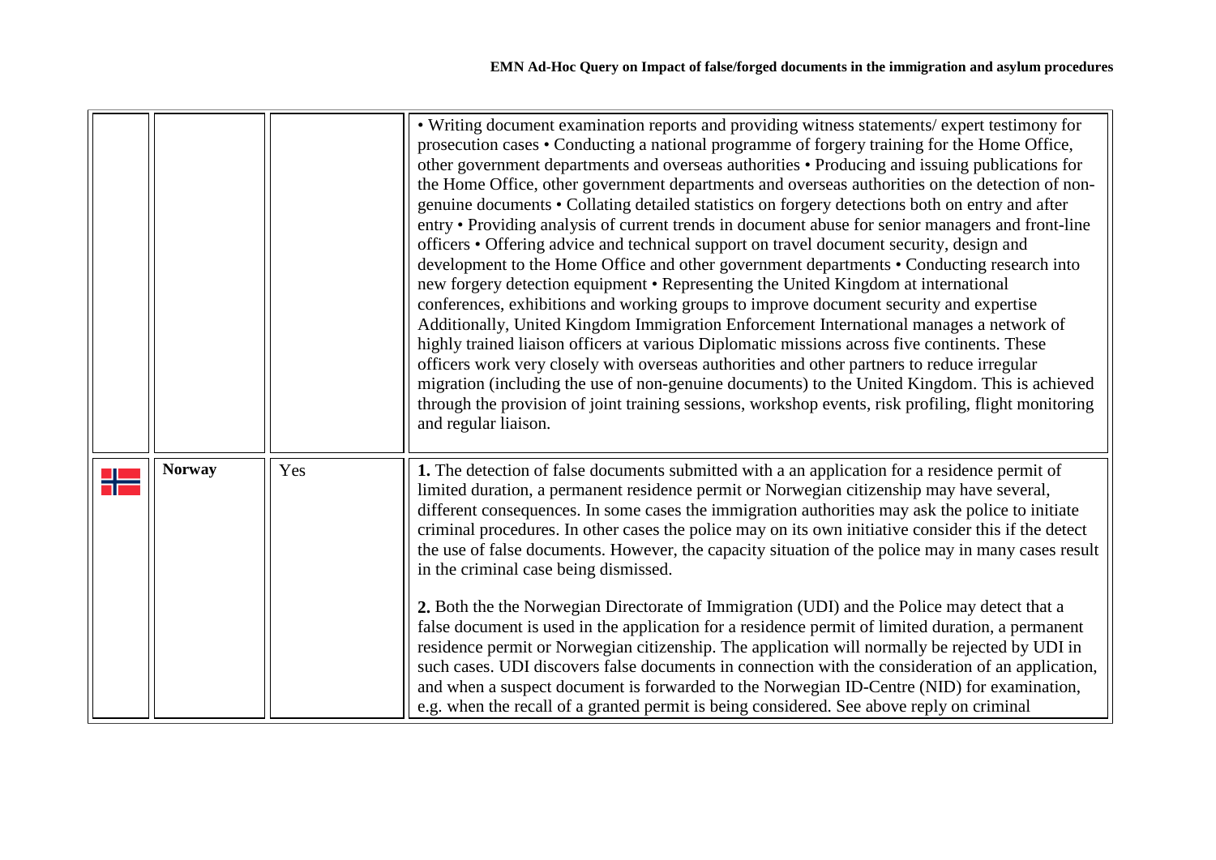| | | | |
|---|---|---|---|
| | | | • Writing document examination reports and providing witness statements/ expert testimony for prosecution cases • Conducting a national programme of forgery training for the Home Office, other government departments and overseas authorities • Producing and issuing publications for the Home Office, other government departments and overseas authorities on the detection of non-genuine documents • Collating detailed statistics on forgery detections both on entry and after entry • Providing analysis of current trends in document abuse for senior managers and front-line officers • Offering advice and technical support on travel document security, design and development to the Home Office and other government departments • Conducting research into new forgery detection equipment • Representing the United Kingdom at international conferences, exhibitions and working groups to improve document security and expertise Additionally, United Kingdom Immigration Enforcement International manages a network of highly trained liaison officers at various Diplomatic missions across five continents. These officers work very closely with overseas authorities and other partners to reduce irregular migration (including the use of non-genuine documents) to the United Kingdom. This is achieved through the provision of joint training sessions, workshop events, risk profiling, flight monitoring and regular liaison. |
| | **Norway** | Yes | **1.** The detection of false documents submitted with a an application for a residence permit of limited duration, a permanent residence permit or Norwegian citizenship may have several, different consequences. In some cases the immigration authorities may ask the police to initiate criminal procedures. In other cases the police may on its own initiative consider this if the detect the use of false documents. However, the capacity situation of the police may in many cases result in the criminal case being dismissed.<br><br>**2.** Both the the Norwegian Directorate of Immigration (UDI) and the Police may detect that a false document is used in the application for a residence permit of limited duration, a permanent residence permit or Norwegian citizenship. The application will normally be rejected by UDI in such cases. UDI discovers false documents in connection with the consideration of an application, and when a suspect document is forwarded to the Norwegian ID-Centre (NID) for examination, e.g. when the recall of a granted permit is being considered. See above reply on criminal |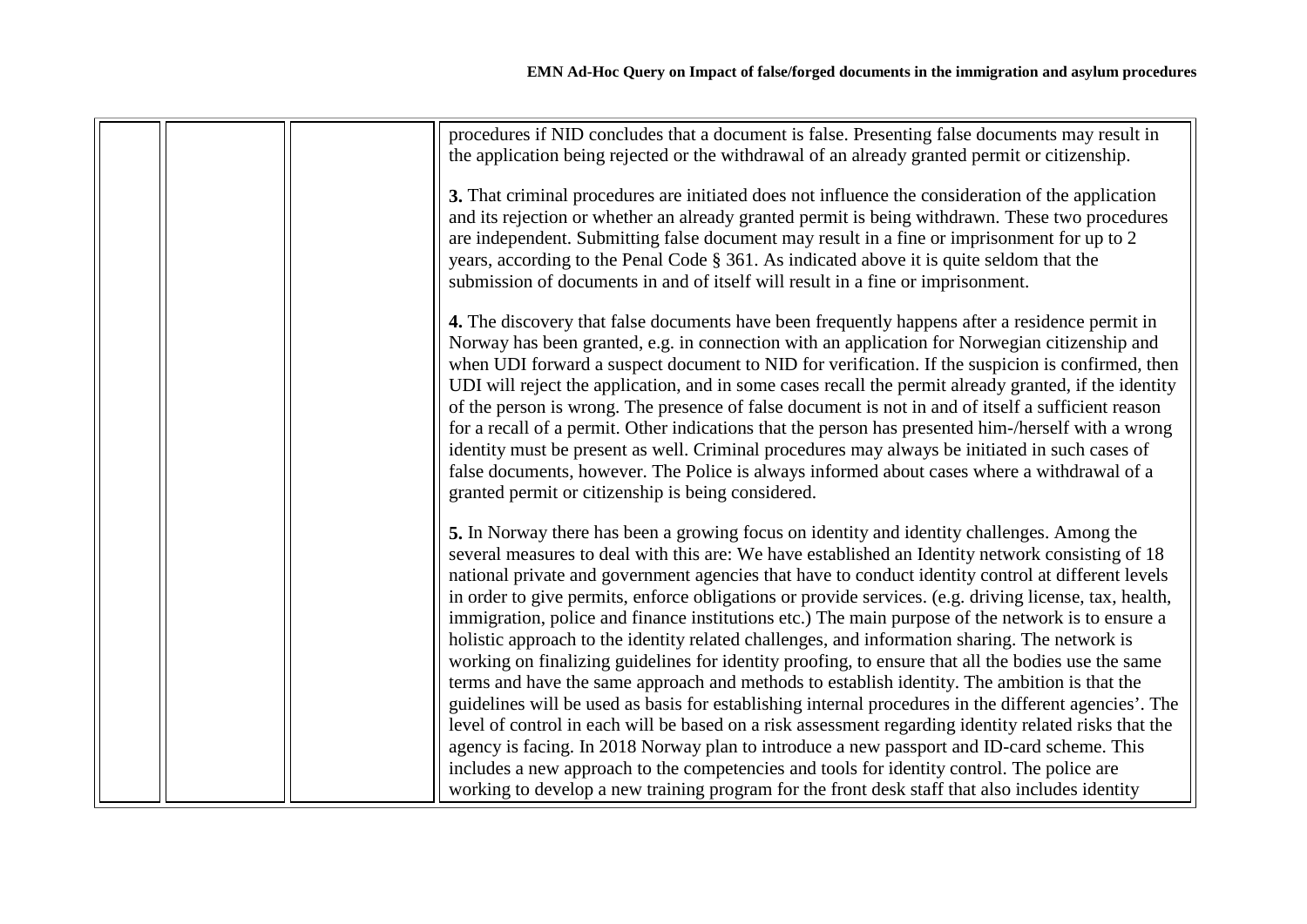| | | | procedures if NID concludes that a document is false. Presenting false documents may result in the application being rejected or the withdrawal of an already granted permit or citizenship.<br><br>**3.** That criminal procedures are initiated does not influence the consideration of the application and its rejection or whether an already granted permit is being withdrawn. These two procedures are independent. Submitting false document may result in a fine or imprisonment for up to 2 years, according to the Penal Code § 361. As indicated above it is quite seldom that the submission of documents in and of itself will result in a fine or imprisonment.<br><br>**4.** The discovery that false documents have been frequently happens after a residence permit in Norway has been granted, e.g. in connection with an application for Norwegian citizenship and when UDI forward a suspect document to NID for verification. If the suspicion is confirmed, then UDI will reject the application, and in some cases recall the permit already granted, if the identity of the person is wrong. The presence of false document is not in and of itself a sufficient reason for a recall of a permit. Other indications that the person has presented him-/herself with a wrong identity must be present as well. Criminal procedures may always be initiated in such cases of false documents, however. The Police is always informed about cases where a withdrawal of a granted permit or citizenship is being considered.<br><br>**5.** In Norway there has been a growing focus on identity and identity challenges. Among the several measures to deal with this are: We have established an Identity network consisting of 18 national private and government agencies that have to conduct identity control at different levels in order to give permits, enforce obligations or provide services. (e.g. driving license, tax, health, immigration, police and finance institutions etc.) The main purpose of the network is to ensure a holistic approach to the identity related challenges, and information sharing. The network is working on finalizing guidelines for identity proofing, to ensure that all the bodies use the same terms and have the same approach and methods to establish identity. The ambition is that the guidelines will be used as basis for establishing internal procedures in the different agencies'. The level of control in each will be based on a risk assessment regarding identity related risks that the agency is facing. In 2018 Norway plan to introduce a new passport and ID-card scheme. This includes a new approach to the competencies and tools for identity control. The police are working to develop a new training program for the front desk staff that also includes identity |
|---|---|---|---|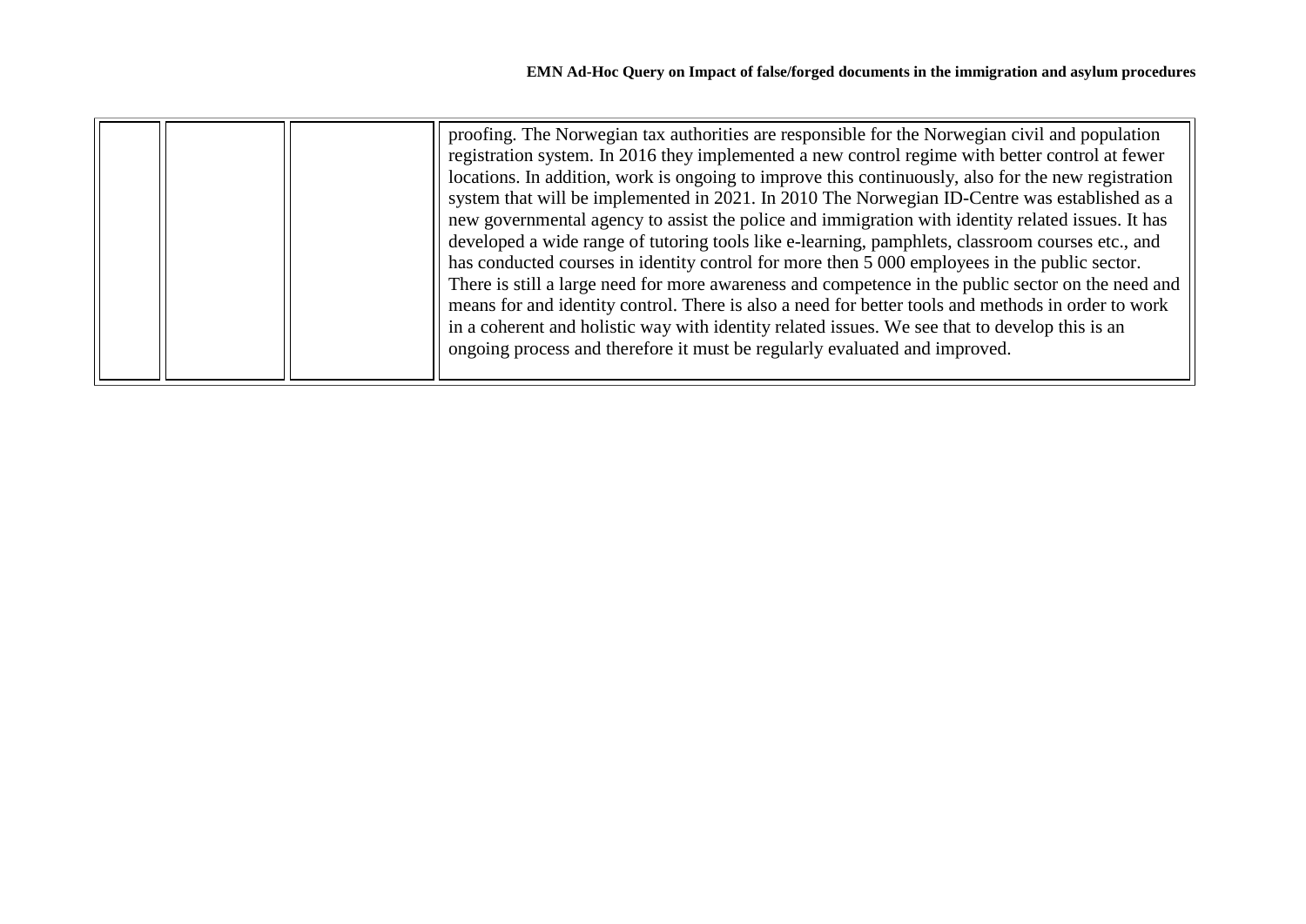| | | | |
|---|---|---|---|
| | | | proofing. The Norwegian tax authorities are responsible for the Norwegian civil and population registration system. In 2016 they implemented a new control regime with better control at fewer locations. In addition, work is ongoing to improve this continuously, also for the new registration system that will be implemented in 2021. In 2010 The Norwegian ID-Centre was established as a new governmental agency to assist the police and immigration with identity related issues. It has developed a wide range of tutoring tools like e-learning, pamphlets, classroom courses etc., and has conducted courses in identity control for more then 5 000 employees in the public sector. There is still a large need for more awareness and competence in the public sector on the need and means for and identity control. There is also a need for better tools and methods in order to work in a coherent and holistic way with identity related issues. We see that to develop this is an ongoing process and therefore it must be regularly evaluated and improved. |